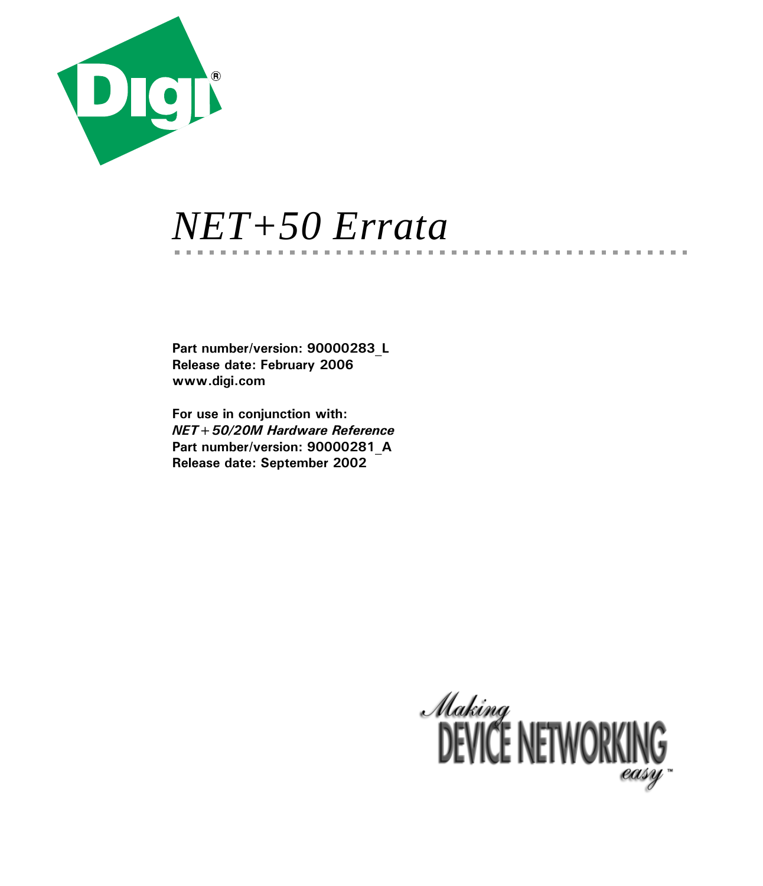# NET+50 Errata

**Part number/version: 90000283_L**
**Release date: February 2006**
**www.digi.com**

**For use in conjunction with:**
***NET+50/20M Hardware Reference***
**Part number/version: 90000281_A**
**Release date: September 2002**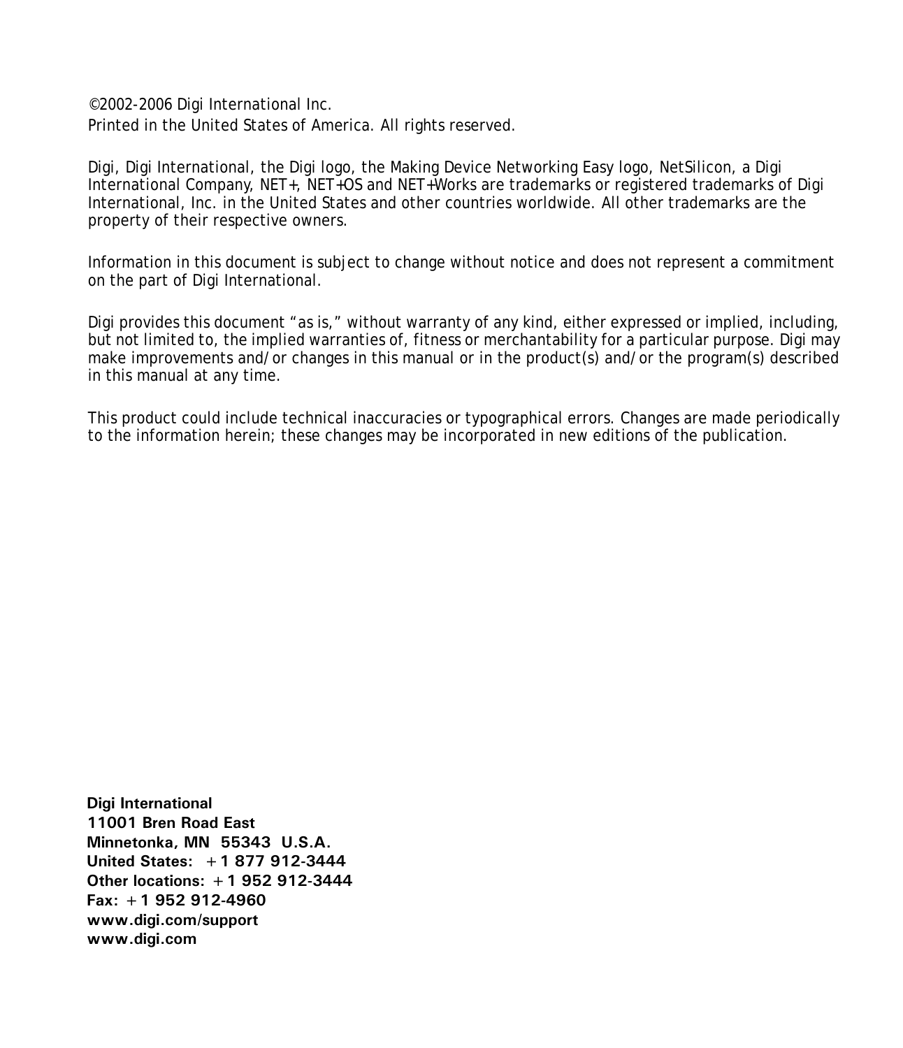©2002-2006 Digi International Inc.
Printed in the United States of America. All rights reserved.

Digi, Digi International, the Digi logo, the Making Device Networking Easy logo, NetSilicon, a Digi International Company, NET+, NET+OS and NET+Works are trademarks or registered trademarks of Digi International, Inc. in the United States and other countries worldwide. All other trademarks are the property of their respective owners.

Information in this document is subject to change without notice and does not represent a commitment on the part of Digi International.

Digi provides this document "as is," without warranty of any kind, either expressed or implied, including, but not limited to, the implied warranties of, fitness or merchantability for a particular purpose. Digi may make improvements and/or changes in this manual or in the product(s) and/or the program(s) described in this manual at any time.

This product could include technical inaccuracies or typographical errors. Changes are made periodically to the information herein; these changes may be incorporated in new editions of the publication.

**Digi International**
**11001 Bren Road East**
**Minnetonka, MN 55343 U.S.A.**
**United States: +1 877 912-3444**
**Other locations: +1 952 912-3444**
**Fax: +1 952 912-4960**
**www.digi.com/support**
**www.digi.com**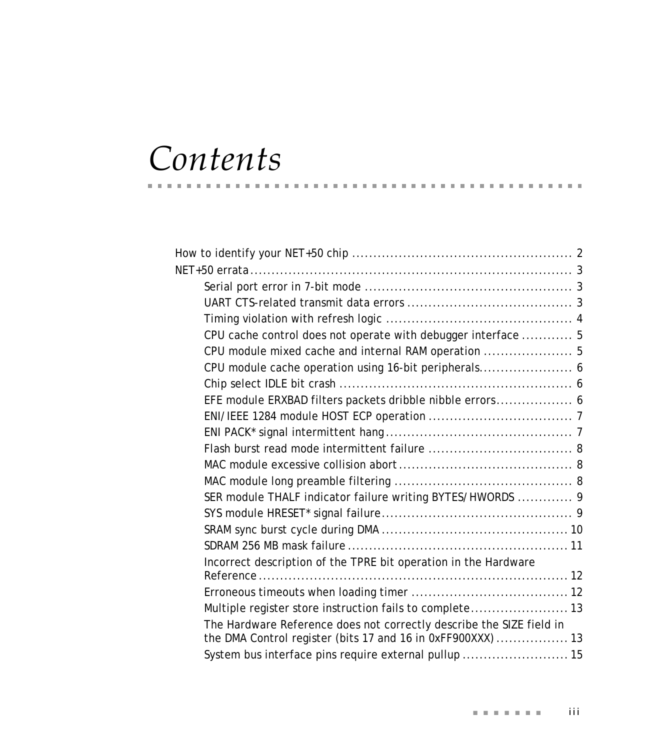# Contents

How to identify your NET+50 chip .................................................... 2

NET+50 errata........................................................................... 3

- Serial port error in 7-bit mode ................................................ 3
- UART CTS-related transmit data errors ...................................... 3
- Timing violation with refresh logic ........................................... 4
- CPU cache control does not operate with debugger interface ............ 5
- CPU module mixed cache and internal RAM operation ..................... 5
- CPU module cache operation using 16-bit peripherals...................... 6
- Chip select IDLE bit crash ...................................................... 6
- EFE module ERXBAD filters packets dribble nibble errors................. 6
- ENI/IEEE 1284 module HOST ECP operation ................................. 7
- ENI PACK* signal intermittent hang........................................... 7
- Flash burst read mode intermittent failure ................................. 8
- MAC module excessive collision abort........................................ 8
- MAC module long preamble filtering ......................................... 8
- SER module THALF indicator failure writing BYTES/HWORDS ............. 9
- SYS module HRESET* signal failure............................................ 9
- SRAM sync burst cycle during DMA ........................................... 10
- SDRAM 256 MB mask failure ................................................... 11
- Incorrect description of the TPRE bit operation in the Hardware Reference....................................................................... 12
- Erroneous timeouts when loading timer .................................... 12
- Multiple register store instruction fails to complete....................... 13
- The Hardware Reference does not correctly describe the SIZE field in the DMA Control register (bits 17 and 16 in 0xFF900XXX) ................. 13
- System bus interface pins require external pullup ......................... 15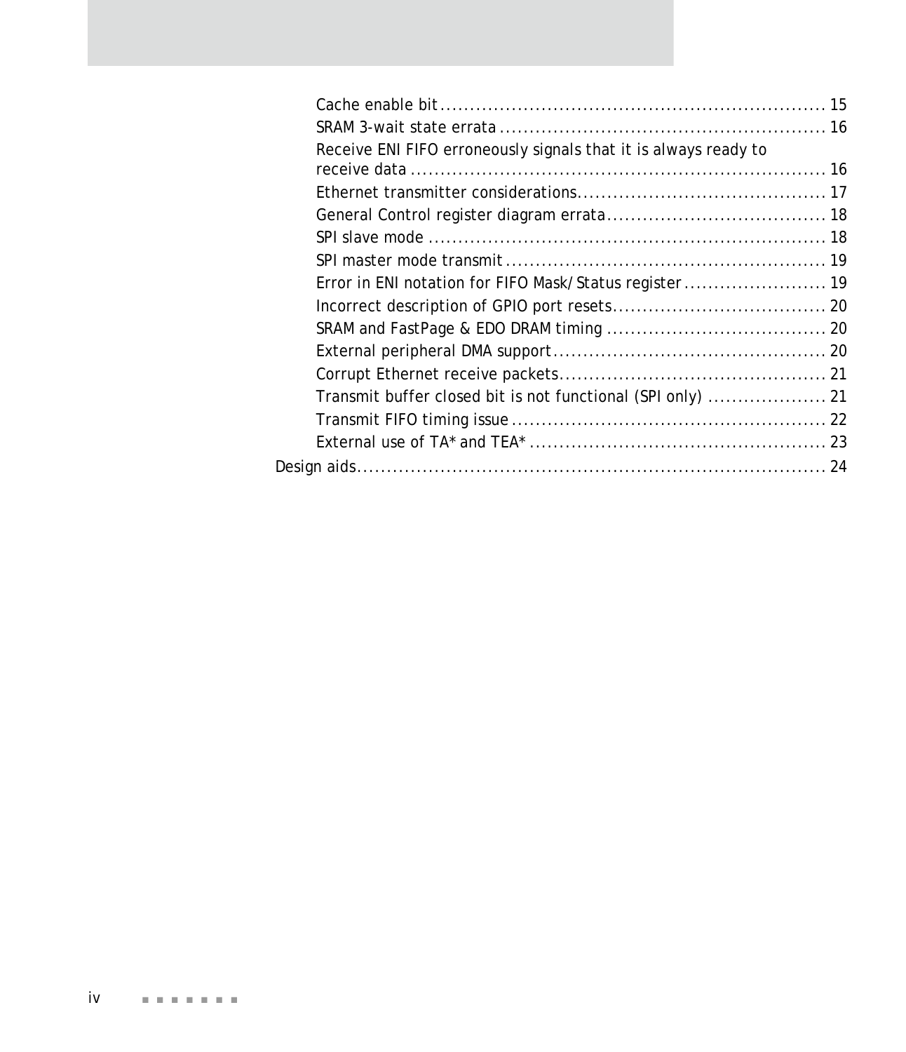- Cache enable bit ..... 15
- SRAM 3-wait state errata ..... 16
- Receive ENI FIFO erroneously signals that it is always ready to receive data ..... 16
- Ethernet transmitter considerations ..... 17
- General Control register diagram errata ..... 18
- SPI slave mode ..... 18
- SPI master mode transmit ..... 19
- Error in ENI notation for FIFO Mask/Status register ..... 19
- Incorrect description of GPIO port resets ..... 20
- SRAM and FastPage & EDO DRAM timing ..... 20
- External peripheral DMA support ..... 20
- Corrupt Ethernet receive packets ..... 21
- Transmit buffer closed bit is not functional (SPI only) ..... 21
- Transmit FIFO timing issue ..... 22
- External use of TA* and TEA* ..... 23

Design aids ..... 24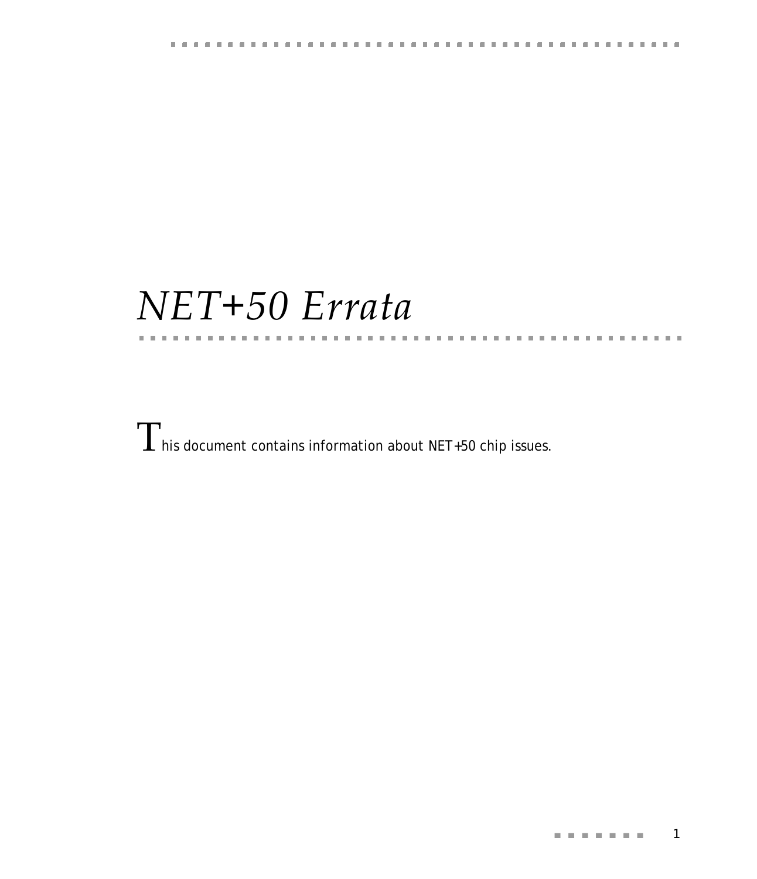# *NET+50 Errata*

This document contains information about NET+50 chip issues.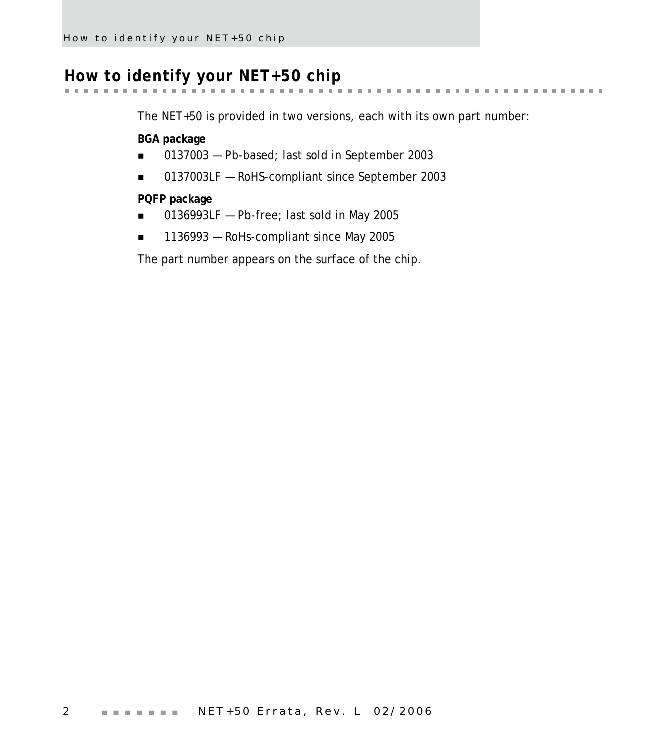# How to identify your NET+50 chip

The NET+50 is provided in two versions, each with its own part number:

**BGA package**

- 0137003 — Pb-based; last sold in September 2003
- 0137003LF — RoHS-compliant since September 2003

**PQFP package**

- 0136993LF — Pb-free; last sold in May 2005
- 1136993 — RoHs-compliant since May 2005

The part number appears on the surface of the chip.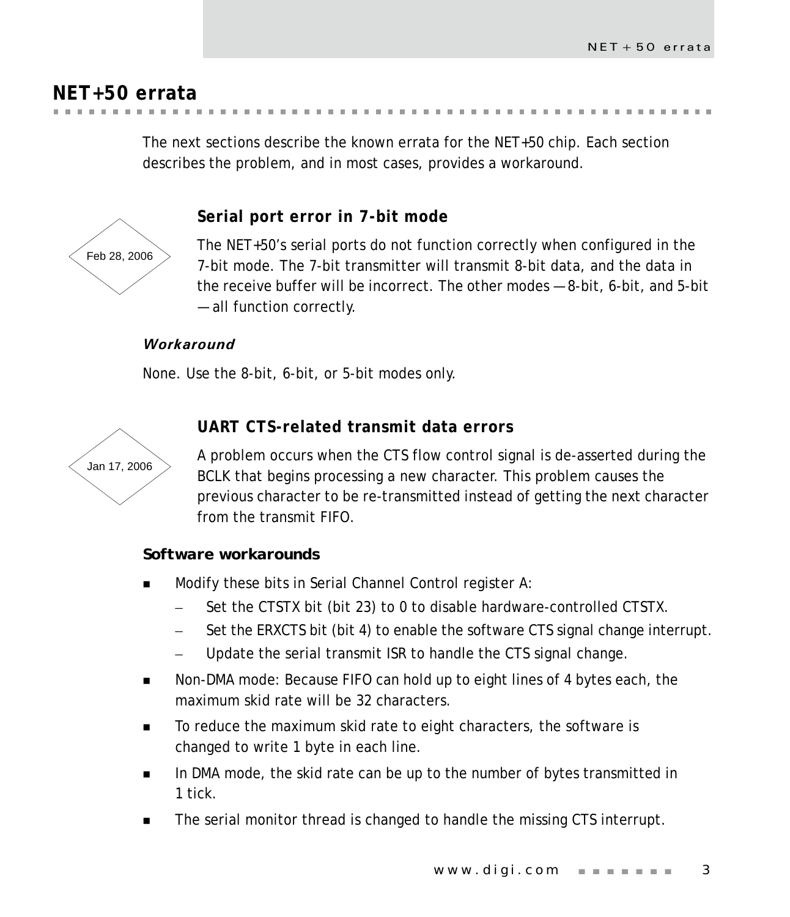# NET+50 errata

The next sections describe the known errata for the NET+50 chip. Each section describes the problem, and in most cases, provides a workaround.

## Serial port error in 7-bit mode

Feb 28, 2006

The NET+50's serial ports do not function correctly when configured in the 7-bit mode. The 7-bit transmitter will transmit 8-bit data, and the data in the receive buffer will be incorrect. The other modes — 8-bit, 6-bit, and 5-bit — all function correctly.

### *Workaround*

None. Use the 8-bit, 6-bit, or 5-bit modes only.

## UART CTS-related transmit data errors

Jan 17, 2006

A problem occurs when the CTS flow control signal is de-asserted during the BCLK that begins processing a new character. This problem causes the previous character to be re-transmitted instead of getting the next character from the transmit FIFO.

### Software workarounds

- Modify these bits in Serial Channel Control register A:
  - Set the CTSTX bit (bit 23) to 0 to disable hardware-controlled CTSTX.
  - Set the ERXCTS bit (bit 4) to enable the software CTS signal change interrupt.
  - Update the serial transmit ISR to handle the CTS signal change.
- Non-DMA mode: Because FIFO can hold up to eight lines of 4 bytes each, the maximum skid rate will be 32 characters.
- To reduce the maximum skid rate to eight characters, the software is changed to write 1 byte in each line.
- In DMA mode, the skid rate can be up to the number of bytes transmitted in 1 tick.
- The serial monitor thread is changed to handle the missing CTS interrupt.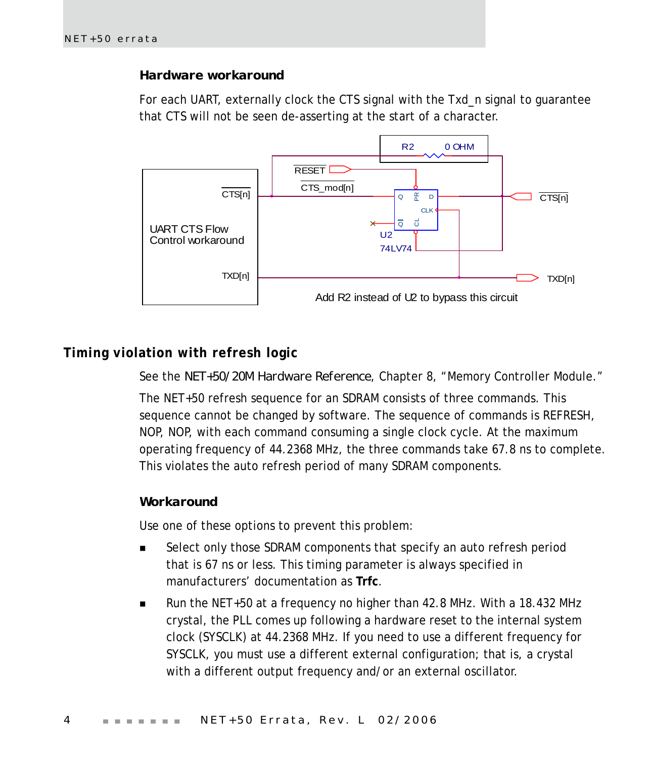### Hardware workaround

For each UART, externally clock the CTS signal with the Txd_n signal to guarantee that CTS will not be seen de-asserting at the start of a character.

Add R2 instead of U2 to bypass this circuit

## Timing violation with refresh logic

See the *NET+50/20M Hardware Reference*, Chapter 8, "Memory Controller Module."

The NET+50 refresh sequence for an SDRAM consists of three commands. This sequence cannot be changed by software. The sequence of commands is REFRESH, NOP, NOP, with each command consuming a single clock cycle. At the maximum operating frequency of 44.2368 MHz, the three commands take 67.8 ns to complete. This violates the auto refresh period of many SDRAM components.

### Workaround

Use one of these options to prevent this problem:

- Select only those SDRAM components that specify an auto refresh period that is 67 ns or less. This timing parameter is always specified in manufacturers' documentation as **Trfc**.
- Run the NET+50 at a frequency no higher than 42.8 MHz. With a 18.432 MHz crystal, the PLL comes up following a hardware reset to the internal system clock (SYSCLK) at 44.2368 MHz. If you need to use a different frequency for SYSCLK, you must use a different external configuration; that is, a crystal with a different output frequency and/or an external oscillator.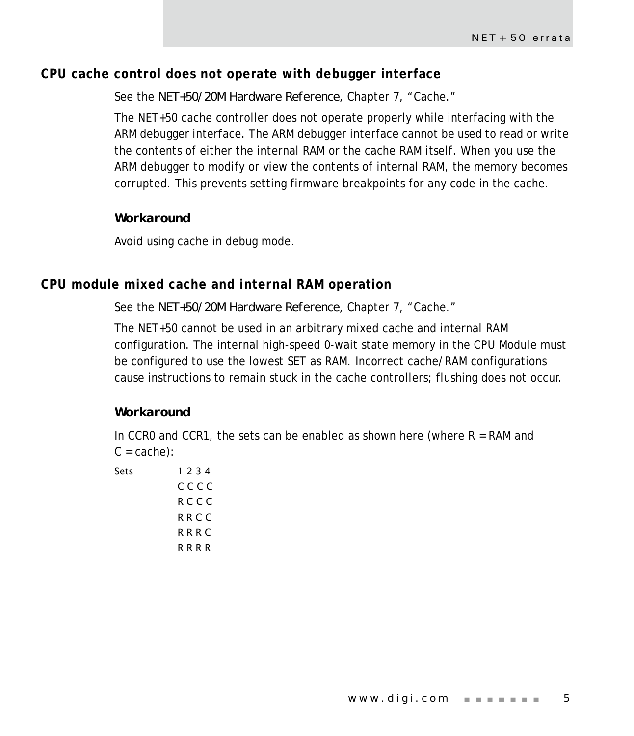## CPU cache control does not operate with debugger interface

See the *NET+50/20M Hardware Reference*, Chapter 7, "Cache."

The NET+50 cache controller does not operate properly while interfacing with the ARM debugger interface. The ARM debugger interface cannot be used to read or write the contents of either the internal RAM or the cache RAM itself. When you use the ARM debugger to modify or view the contents of internal RAM, the memory becomes corrupted. This prevents setting firmware breakpoints for any code in the cache.

### Workaround

Avoid using cache in debug mode.

## CPU module mixed cache and internal RAM operation

See the *NET+50/20M Hardware Reference*, Chapter 7, "Cache."

The NET+50 cannot be used in an arbitrary mixed cache and internal RAM configuration. The internal high-speed 0-wait state memory in the CPU Module must be configured to use the lowest SET as RAM. Incorrect cache/RAM configurations cause instructions to remain stuck in the cache controllers; flushing does not occur.

### Workaround

In CCR0 and CCR1, the sets can be enabled as shown here (where R = RAM and C = cache):

| Sets | 1 2 3 4 |
|---|---|
| | C C C C |
| | R C C C |
| | R R C C |
| | R R R C |
| | R R R R |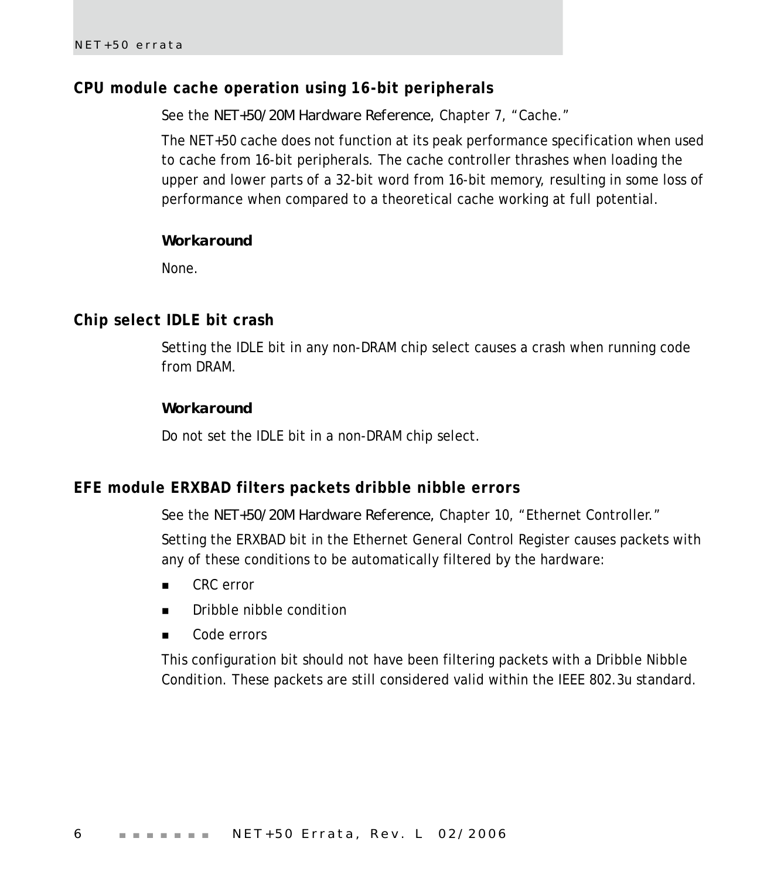## CPU module cache operation using 16-bit peripherals

See the *NET+50/20M Hardware Reference*, Chapter 7, "Cache."

The NET+50 cache does not function at its peak performance specification when used to cache from 16-bit peripherals. The cache controller thrashes when loading the upper and lower parts of a 32-bit word from 16-bit memory, resulting in some loss of performance when compared to a theoretical cache working at full potential.

**Workaround**

None.

## Chip select IDLE bit crash

Setting the IDLE bit in any non-DRAM chip select causes a crash when running code from DRAM.

**Workaround**

Do not set the IDLE bit in a non-DRAM chip select.

## EFE module ERXBAD filters packets dribble nibble errors

See the *NET+50/20M Hardware Reference*, Chapter 10, "Ethernet Controller."

Setting the ERXBAD bit in the Ethernet General Control Register causes packets with any of these conditions to be automatically filtered by the hardware:

- CRC error
- Dribble nibble condition
- Code errors

This configuration bit should not have been filtering packets with a Dribble Nibble Condition. These packets are still considered valid within the IEEE 802.3u standard.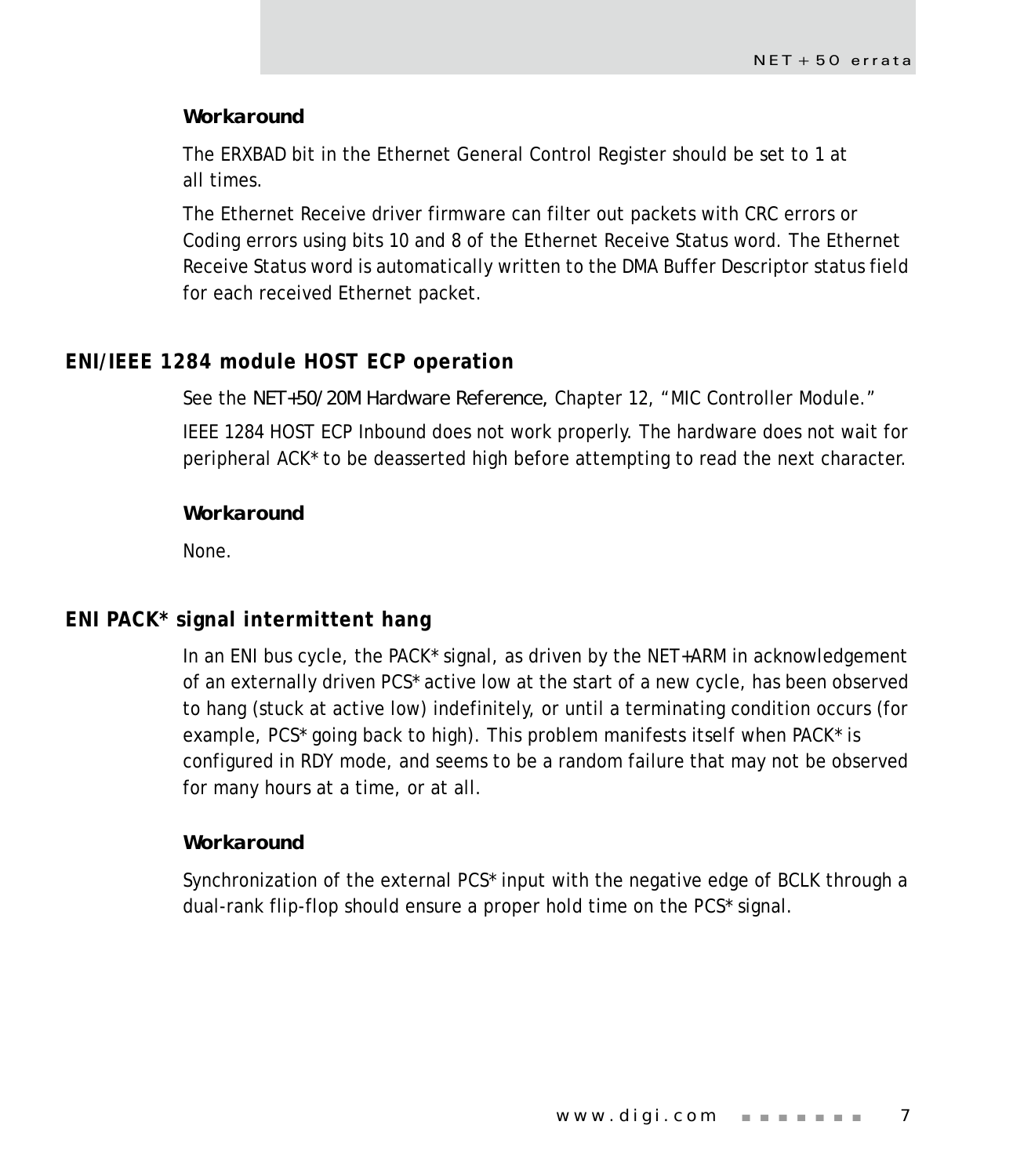#### Workaround

The ERXBAD bit in the Ethernet General Control Register should be set to 1 at all times.

The Ethernet Receive driver firmware can filter out packets with CRC errors or Coding errors using bits 10 and 8 of the Ethernet Receive Status word. The Ethernet Receive Status word is automatically written to the DMA Buffer Descriptor status field for each received Ethernet packet.

### ENI/IEEE 1284 module HOST ECP operation

See the *NET+50/20M Hardware Reference,* Chapter 12, "MIC Controller Module."

IEEE 1284 HOST ECP Inbound does not work properly. The hardware does not wait for peripheral ACK* to be deasserted high before attempting to read the next character.

#### Workaround

None.

### ENI PACK* signal intermittent hang

In an ENI bus cycle, the PACK* signal, as driven by the NET+ARM in acknowledgement of an externally driven PCS* active low at the start of a new cycle, has been observed to hang (stuck at active low) indefinitely, or until a terminating condition occurs (for example, PCS* going back to high). This problem manifests itself when PACK* is configured in RDY mode, and seems to be a random failure that may not be observed for many hours at a time, or at all.

#### Workaround

Synchronization of the external PCS* input with the negative edge of BCLK through a dual-rank flip-flop should ensure a proper hold time on the PCS* signal.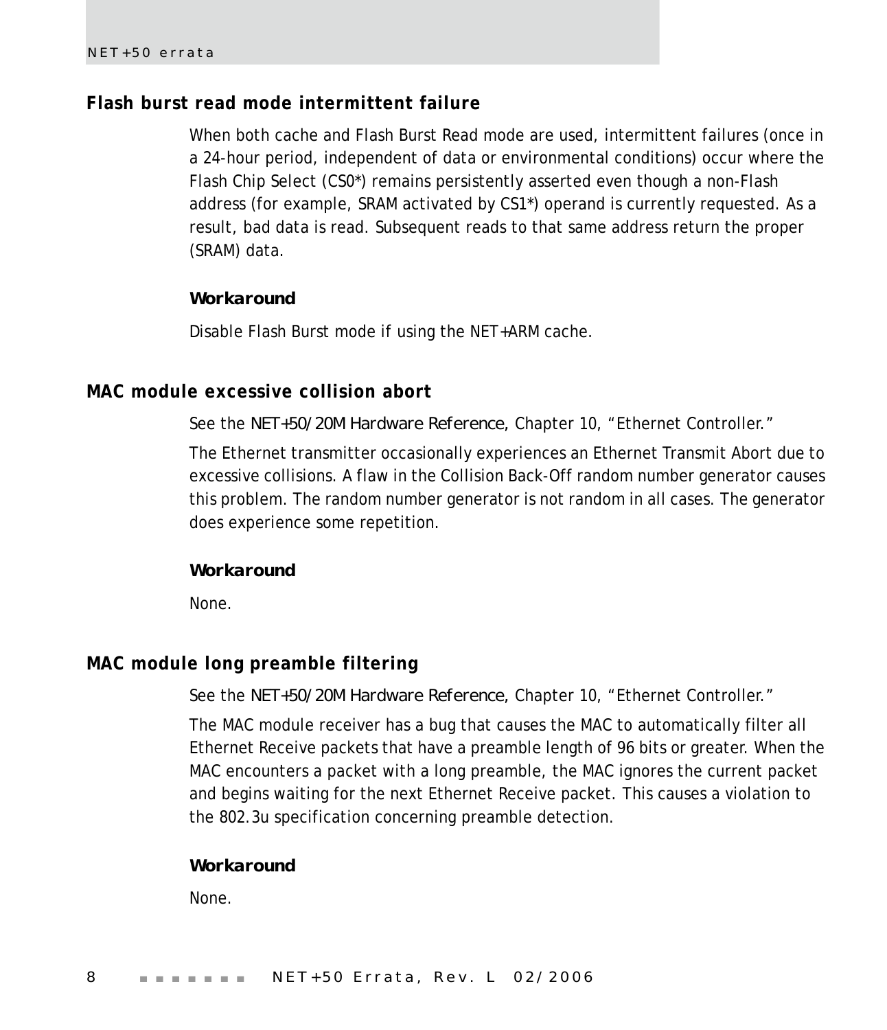## Flash burst read mode intermittent failure

When both cache and Flash Burst Read mode are used, intermittent failures (once in a 24-hour period, independent of data or environmental conditions) occur where the Flash Chip Select (CS0*) remains persistently asserted even though a non-Flash address (for example, SRAM activated by CS1*) operand is currently requested. As a result, bad data is read. Subsequent reads to that same address return the proper (SRAM) data.

### Workaround

Disable Flash Burst mode if using the NET+ARM cache.

## MAC module excessive collision abort

See the *NET+50/20M Hardware Reference*, Chapter 10, "Ethernet Controller."

The Ethernet transmitter occasionally experiences an Ethernet Transmit Abort due to excessive collisions. A flaw in the Collision Back-Off random number generator causes this problem. The random number generator is not random in all cases. The generator does experience some repetition.

### Workaround

None.

## MAC module long preamble filtering

See the *NET+50/20M Hardware Reference*, Chapter 10, "Ethernet Controller."

The MAC module receiver has a bug that causes the MAC to automatically filter all Ethernet Receive packets that have a preamble length of 96 bits or greater. When the MAC encounters a packet with a long preamble, the MAC ignores the current packet and begins waiting for the next Ethernet Receive packet. This causes a violation to the 802.3u specification concerning preamble detection.

### Workaround

None.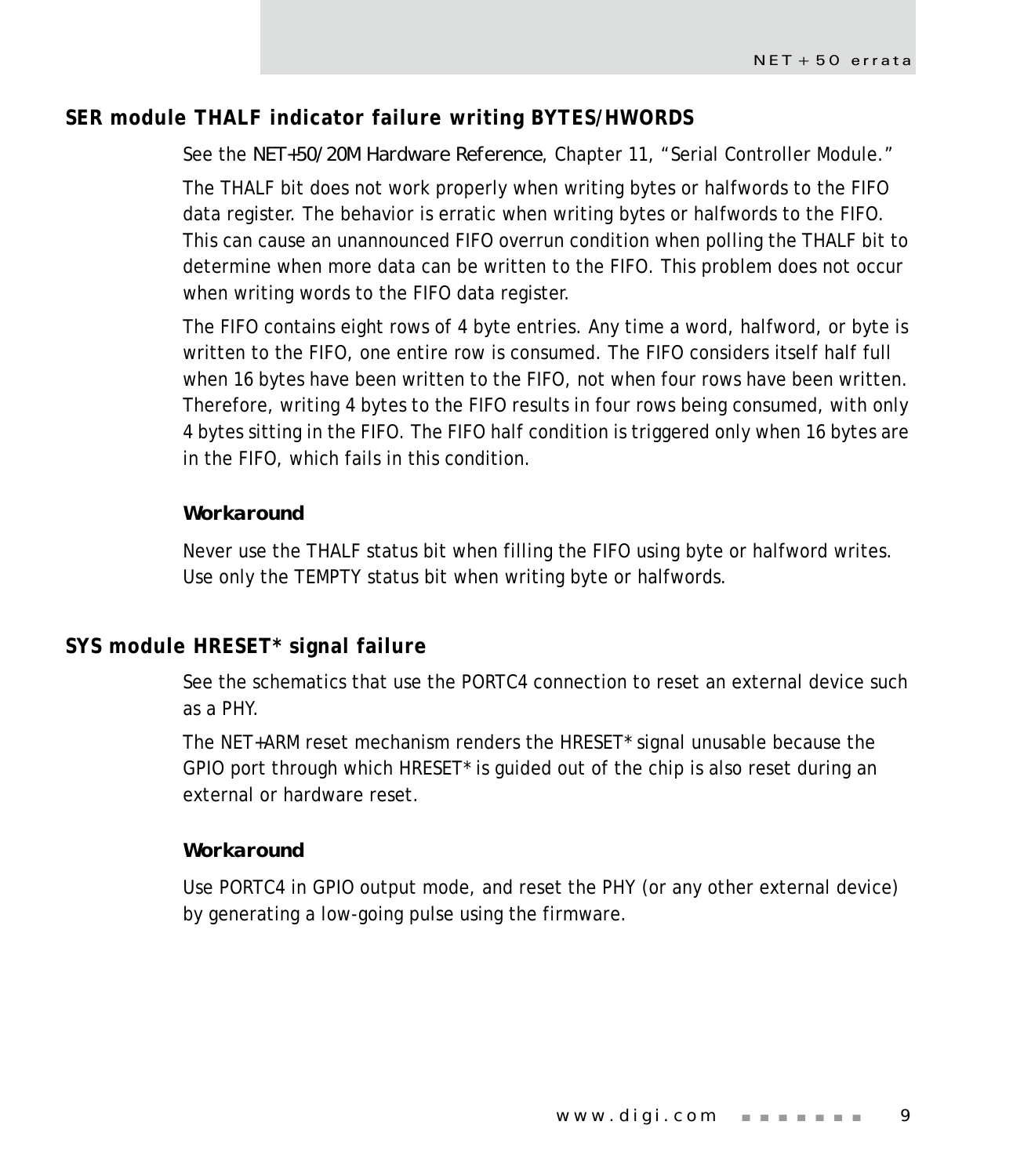## SER module THALF indicator failure writing BYTES/HWORDS

See the *NET+50/20M Hardware Reference*, Chapter 11, "Serial Controller Module."

The THALF bit does not work properly when writing bytes or halfwords to the FIFO data register. The behavior is erratic when writing bytes or halfwords to the FIFO. This can cause an unannounced FIFO overrun condition when polling the THALF bit to determine when more data can be written to the FIFO. This problem does not occur when writing words to the FIFO data register.

The FIFO contains eight rows of 4 byte entries. Any time a word, halfword, or byte is written to the FIFO, one entire row is consumed. The FIFO considers itself half full when 16 bytes have been written to the FIFO, not when four rows have been written. Therefore, writing 4 bytes to the FIFO results in four rows being consumed, with only 4 bytes sitting in the FIFO. The FIFO half condition is triggered only when 16 bytes are in the FIFO, which fails in this condition.

### Workaround

Never use the THALF status bit when filling the FIFO using byte or halfword writes. Use only the TEMPTY status bit when writing byte or halfwords.

## SYS module HRESET* signal failure

See the schematics that use the PORTC4 connection to reset an external device such as a PHY.

The NET+ARM reset mechanism renders the HRESET* signal unusable because the GPIO port through which HRESET* is guided out of the chip is also reset during an external or hardware reset.

### Workaround

Use PORTC4 in GPIO output mode, and reset the PHY (or any other external device) by generating a low-going pulse using the firmware.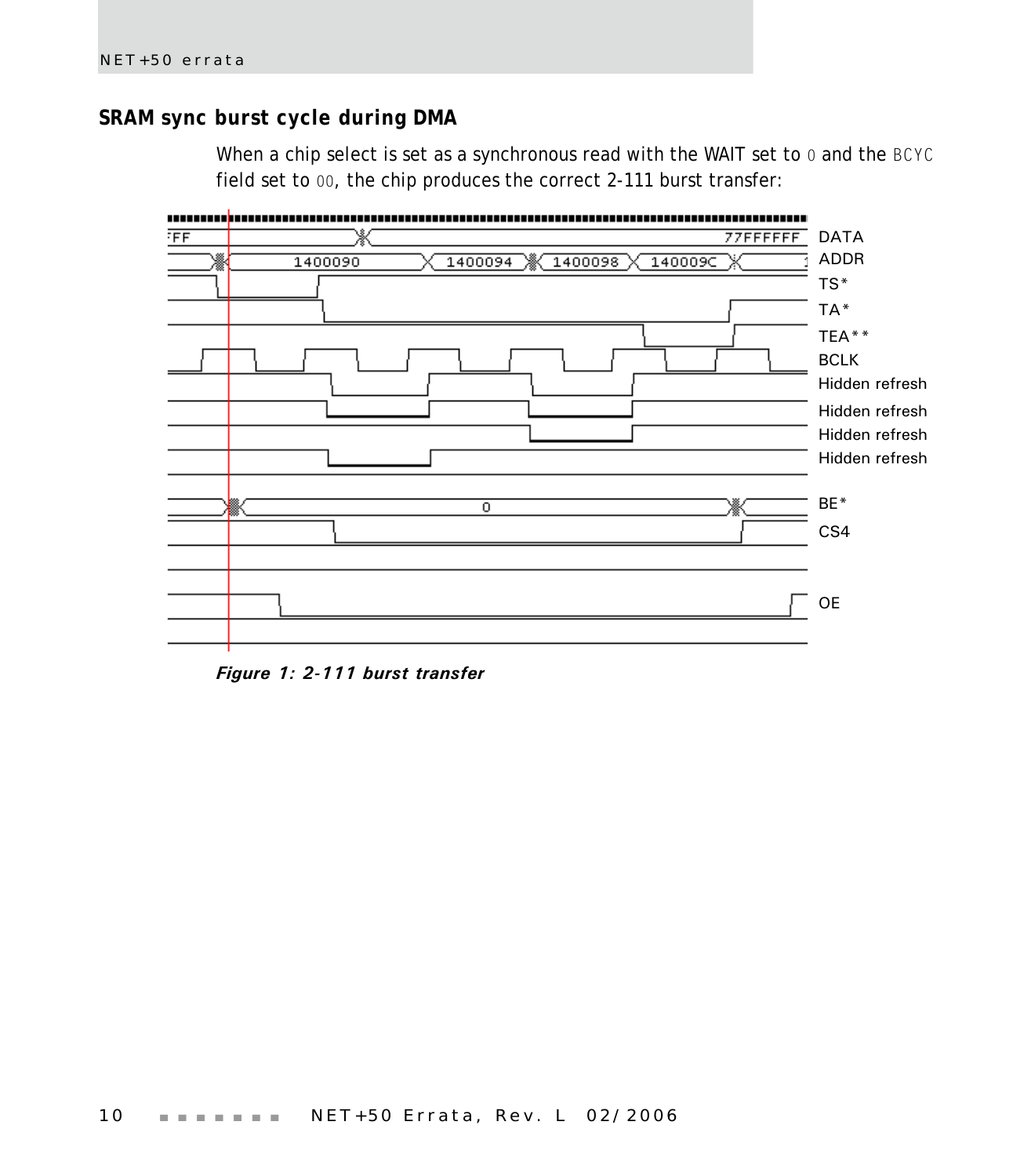## SRAM sync burst cycle during DMA

When a chip select is set as a synchronous read with the WAIT set to `0` and the `BCYC` field set to `00`, the chip produces the correct 2-111 burst transfer:

*Figure 1: 2-111 burst transfer*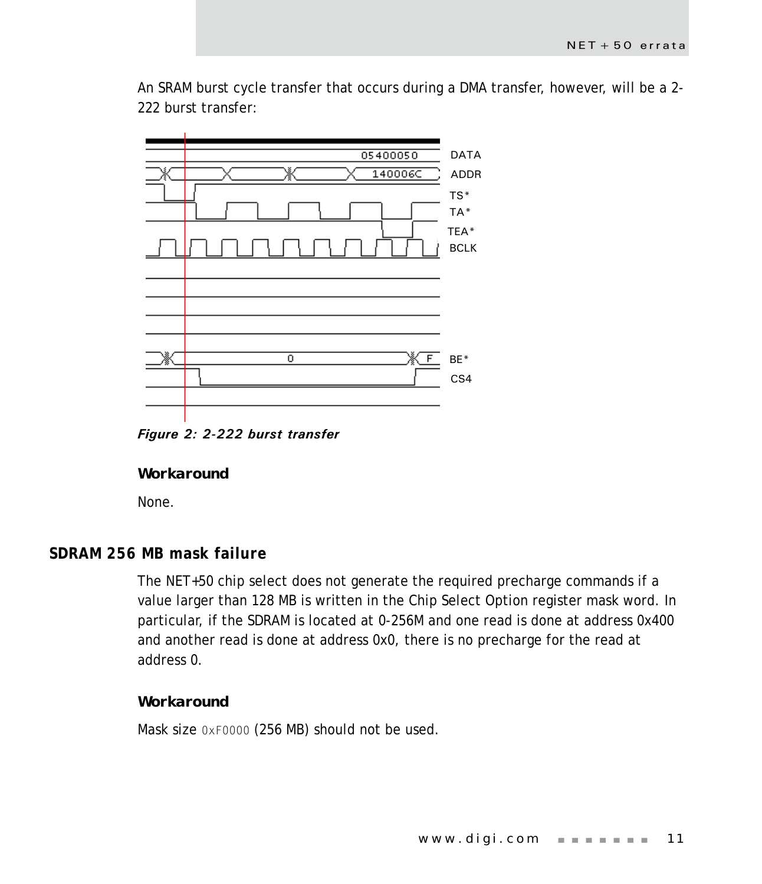An SRAM burst cycle transfer that occurs during a DMA transfer, however, will be a 2-222 burst transfer:

*Figure 2: 2-222 burst transfer*

**Workaround**

None.

## SDRAM 256 MB mask failure

The NET+50 chip select does not generate the required precharge commands if a value larger than 128 MB is written in the Chip Select Option register mask word. In particular, if the SDRAM is located at 0-256M and one read is done at address 0x400 and another read is done at address 0x0, there is no precharge for the read at address 0.

**Workaround**

Mask size `0xF0000` (256 MB) should not be used.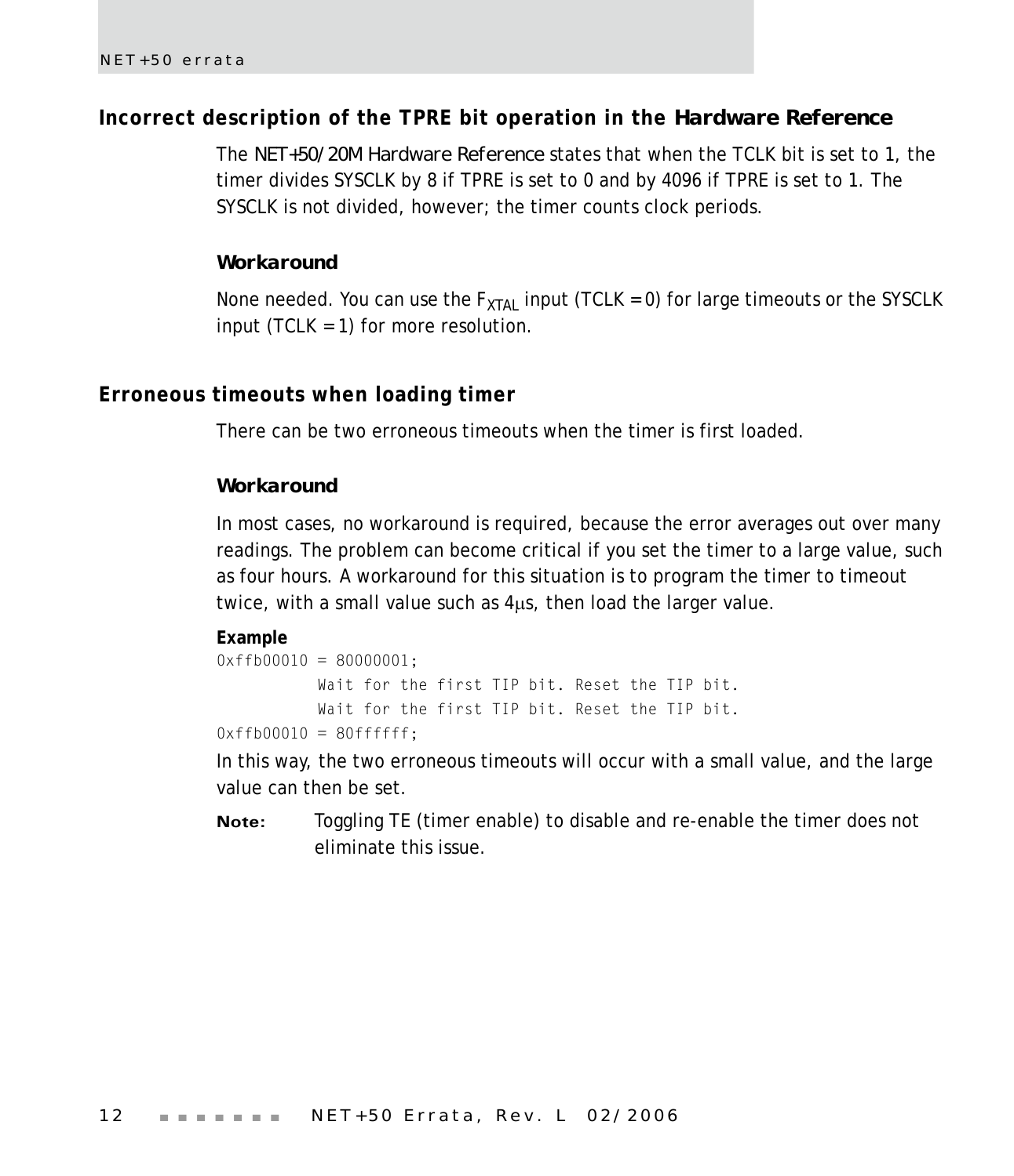## Incorrect description of the TPRE bit operation in the *Hardware Reference*

The *NET+50/20M Hardware Reference* states that when the TCLK bit is set to 1, the timer divides SYSCLK by 8 if TPRE is set to 0 and by 4096 if TPRE is set to 1. The SYSCLK is not divided, however; the timer counts clock periods.

### Workaround

None needed. You can use the $F_{XTAL}$ input (TCLK = 0) for large timeouts or the SYSCLK input (TCLK = 1) for more resolution.

## Erroneous timeouts when loading timer

There can be two erroneous timeouts when the timer is first loaded.

### Workaround

In most cases, no workaround is required, because the error averages out over many readings. The problem can become critical if you set the timer to a large value, such as four hours. A workaround for this situation is to program the timer to timeout twice, with a small value such as 4μs, then load the larger value.

**Example**

```
0xffb00010 = 80000001;
          Wait for the first TIP bit. Reset the TIP bit.
          Wait for the first TIP bit. Reset the TIP bit.
0xffb00010 = 80ffffff;
```

In this way, the two erroneous timeouts will occur with a small value, and the large value can then be set.

**Note:** Toggling TE (timer enable) to disable and re-enable the timer does not eliminate this issue.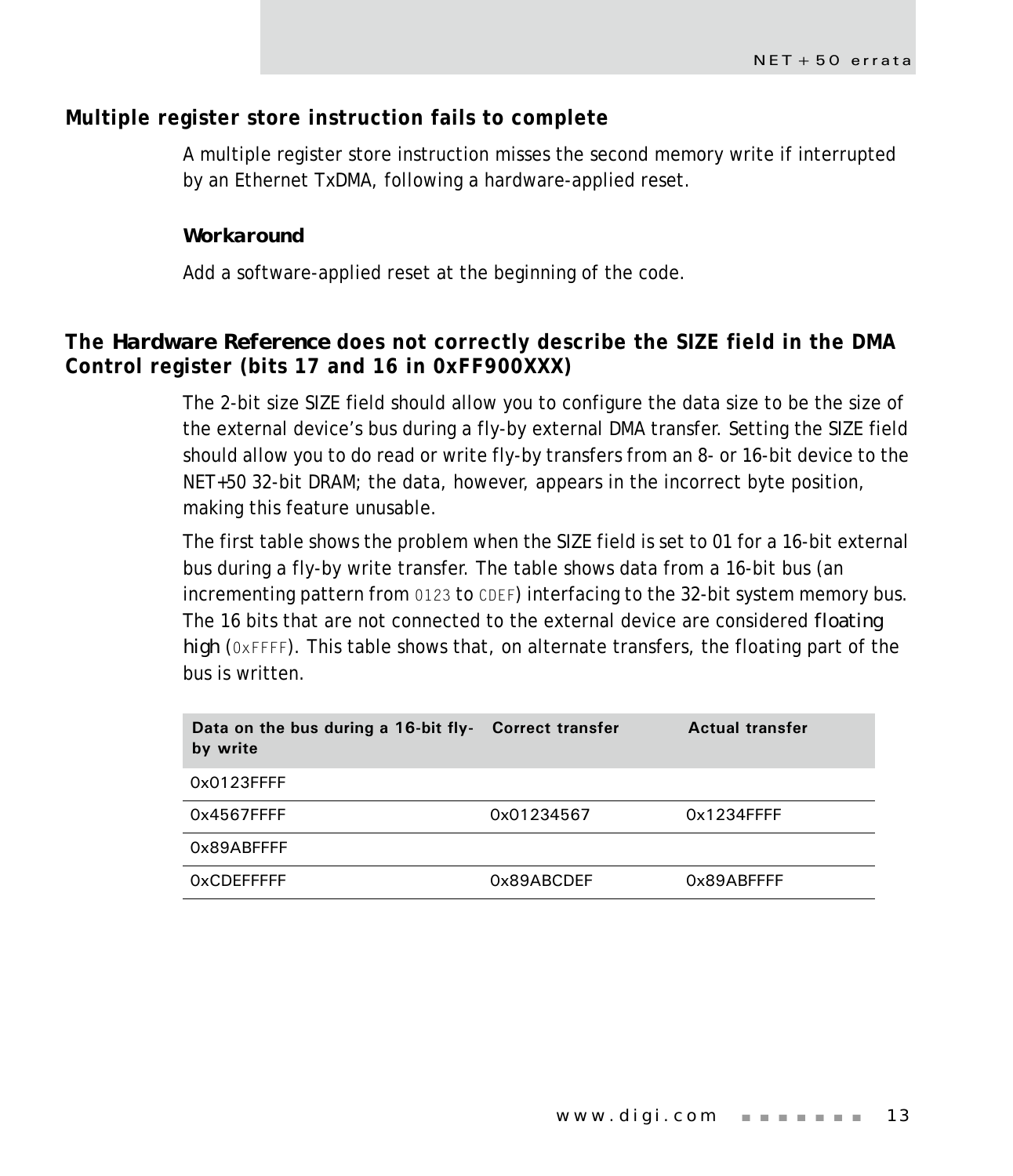## Multiple register store instruction fails to complete

A multiple register store instruction misses the second memory write if interrupted by an Ethernet TxDMA, following a hardware-applied reset.

### Workaround

Add a software-applied reset at the beginning of the code.

## The *Hardware Reference* does not correctly describe the SIZE field in the DMA Control register (bits 17 and 16 in 0xFF900XXX)

The 2-bit size SIZE field should allow you to configure the data size to be the size of the external device's bus during a fly-by external DMA transfer. Setting the SIZE field should allow you to do read or write fly-by transfers from an 8- or 16-bit device to the NET+50 32-bit DRAM; the data, however, appears in the incorrect byte position, making this feature unusable.

The first table shows the problem when the SIZE field is set to 01 for a 16-bit external bus during a fly-by write transfer. The table shows data from a 16-bit bus (an incrementing pattern from `0123` to `CDEF`) interfacing to the 32-bit system memory bus. The 16 bits that are not connected to the external device are considered *floating high* (`0xFFFF`). This table shows that, on alternate transfers, the floating part of the bus is written.

| Data on the bus during a 16-bit fly-by write | Correct transfer | Actual transfer |
|---|---|---|
| 0x0123FFFF | | |
| 0x4567FFFF | 0x01234567 | 0x1234FFFF |
| 0x89ABFFFF | | |
| 0xCDEFFFFF | 0x89ABCDEF | 0x89ABFFFF |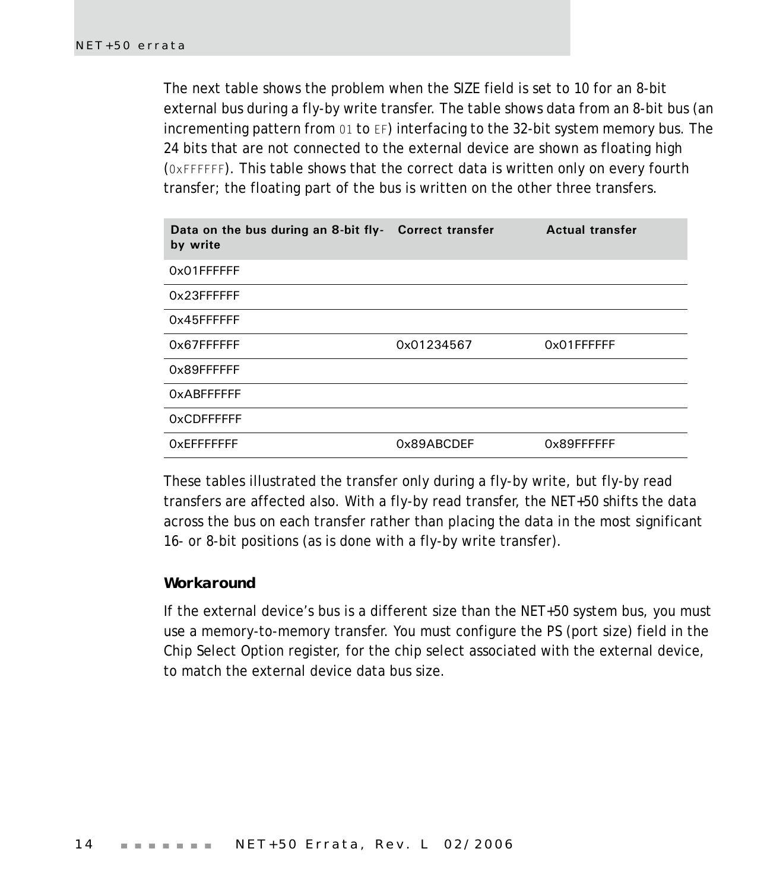The next table shows the problem when the SIZE field is set to 10 for an 8-bit external bus during a fly-by write transfer. The table shows data from an 8-bit bus (an incrementing pattern from `01` to `EF`) interfacing to the 32-bit system memory bus. The 24 bits that are not connected to the external device are shown as floating high (`0xFFFFFF`). This table shows that the correct data is written only on every fourth transfer; the floating part of the bus is written on the other three transfers.

| Data on the bus during an 8-bit fly-by write | Correct transfer | Actual transfer |
|---|---|---|
| 0x01FFFFFF | | |
| 0x23FFFFFF | | |
| 0x45FFFFFF | | |
| 0x67FFFFFF | 0x01234567 | 0x01FFFFFF |
| 0x89FFFFFF | | |
| 0xABFFFFFF | | |
| 0xCDFFFFFF | | |
| 0xEFFFFFFF | 0x89ABCDEF | 0x89FFFFFF |

These tables illustrated the transfer only during a fly-by write, but fly-by read transfers are affected also. With a fly-by read transfer, the NET+50 shifts the data across the bus on each transfer rather than placing the data in the most significant 16- or 8-bit positions (as is done with a fly-by write transfer).

### Workaround

If the external device's bus is a different size than the NET+50 system bus, you must use a memory-to-memory transfer. You must configure the PS (port size) field in the Chip Select Option register, for the chip select associated with the external device, to match the external device data bus size.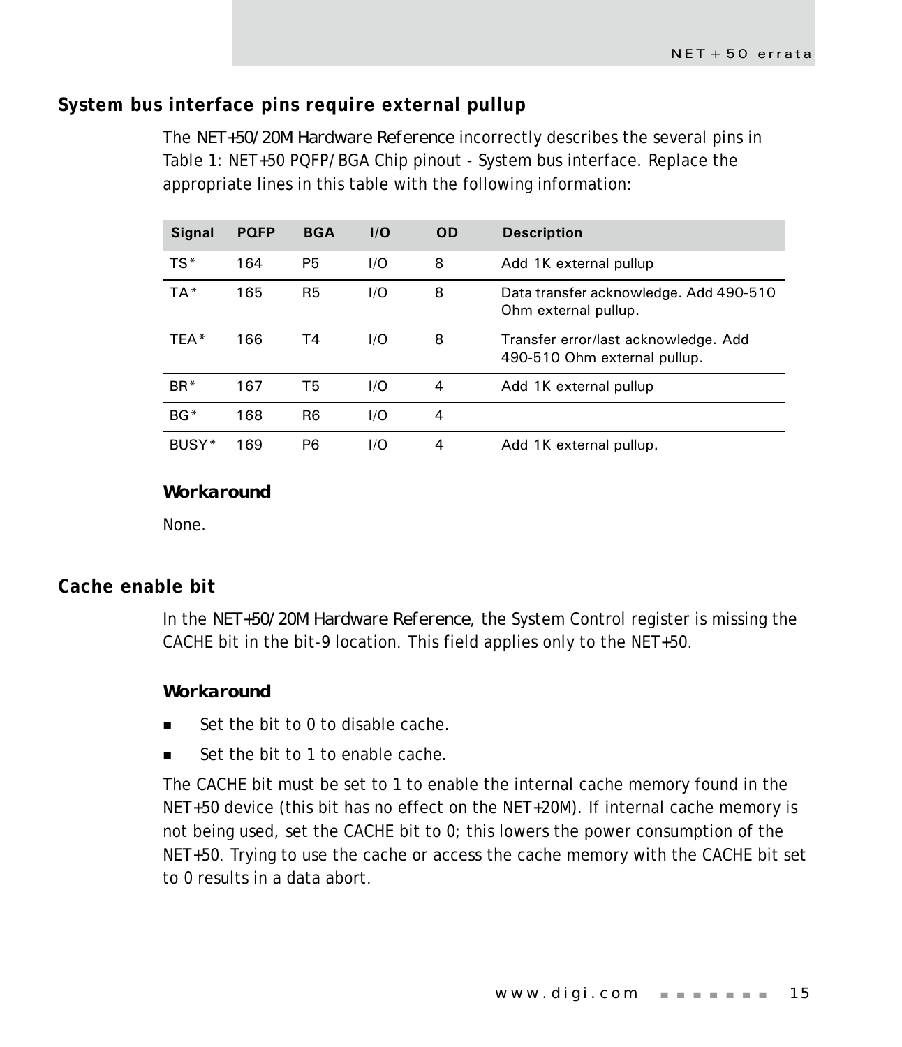## System bus interface pins require external pullup

The *NET+50/20M Hardware Reference* incorrectly describes the several pins in Table 1: NET+50 PQFP/BGA Chip pinout - System bus interface. Replace the appropriate lines in this table with the following information:

| Signal | PQFP | BGA | I/O | OD | Description |
|---|---|---|---|---|---|
| TS* | 164 | P5 | I/O | 8 | Add 1K external pullup |
| TA* | 165 | R5 | I/O | 8 | Data transfer acknowledge. Add 490-510 Ohm external pullup. |
| TEA* | 166 | T4 | I/O | 8 | Transfer error/last acknowledge. Add 490-510 Ohm external pullup. |
| BR* | 167 | T5 | I/O | 4 | Add 1K external pullup |
| BG* | 168 | R6 | I/O | 4 | |
| BUSY* | 169 | P6 | I/O | 4 | Add 1K external pullup. |

### Workaround

None.

## Cache enable bit

In the *NET+50/20M Hardware Reference*, the System Control register is missing the CACHE bit in the bit-9 location. This field applies only to the NET+50.

### Workaround

- Set the bit to 0 to disable cache.
- Set the bit to 1 to enable cache.

The CACHE bit must be set to 1 to enable the internal cache memory found in the NET+50 device (this bit has no effect on the NET+20M). If internal cache memory is not being used, set the CACHE bit to 0; this lowers the power consumption of the NET+50. Trying to use the cache or access the cache memory with the CACHE bit set to 0 results in a data abort.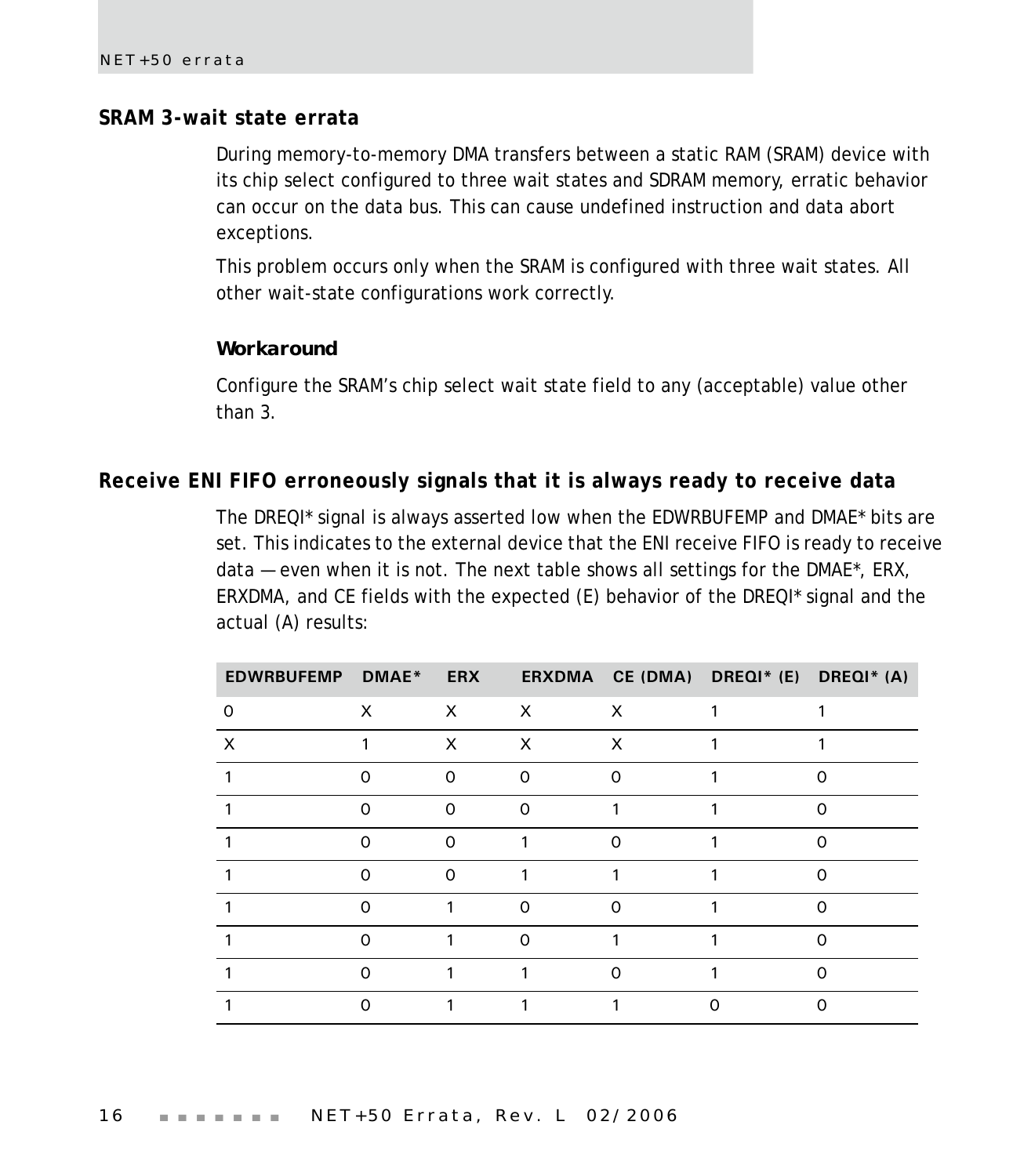## SRAM 3-wait state errata

During memory-to-memory DMA transfers between a static RAM (SRAM) device with its chip select configured to three wait states and SDRAM memory, erratic behavior can occur on the data bus. This can cause undefined instruction and data abort exceptions.

This problem occurs only when the SRAM is configured with three wait states. All other wait-state configurations work correctly.

### Workaround

Configure the SRAM's chip select wait state field to any (acceptable) value other than 3.

## Receive ENI FIFO erroneously signals that it is always ready to receive data

The DREQI* signal is always asserted low when the EDWRBUFEMP and DMAE* bits are set. This indicates to the external device that the ENI receive FIFO is ready to receive data — even when it is not. The next table shows all settings for the DMAE*, ERX, ERXDMA, and CE fields with the expected (E) behavior of the DREQI* signal and the actual (A) results:

| EDWRBUFEMP | DMAE* | ERX | ERXDMA | CE (DMA) | DREQI* (E) | DREQI* (A) |
|---|---|---|---|---|---|---|
| 0 | X | X | X | X | 1 | 1 |
| X | 1 | X | X | X | 1 | 1 |
| 1 | 0 | 0 | 0 | 0 | 1 | 0 |
| 1 | 0 | 0 | 0 | 1 | 1 | 0 |
| 1 | 0 | 0 | 1 | 0 | 1 | 0 |
| 1 | 0 | 0 | 1 | 1 | 1 | 0 |
| 1 | 0 | 1 | 0 | 0 | 1 | 0 |
| 1 | 0 | 1 | 0 | 1 | 1 | 0 |
| 1 | 0 | 1 | 1 | 0 | 1 | 0 |
| 1 | 0 | 1 | 1 | 1 | 0 | 0 |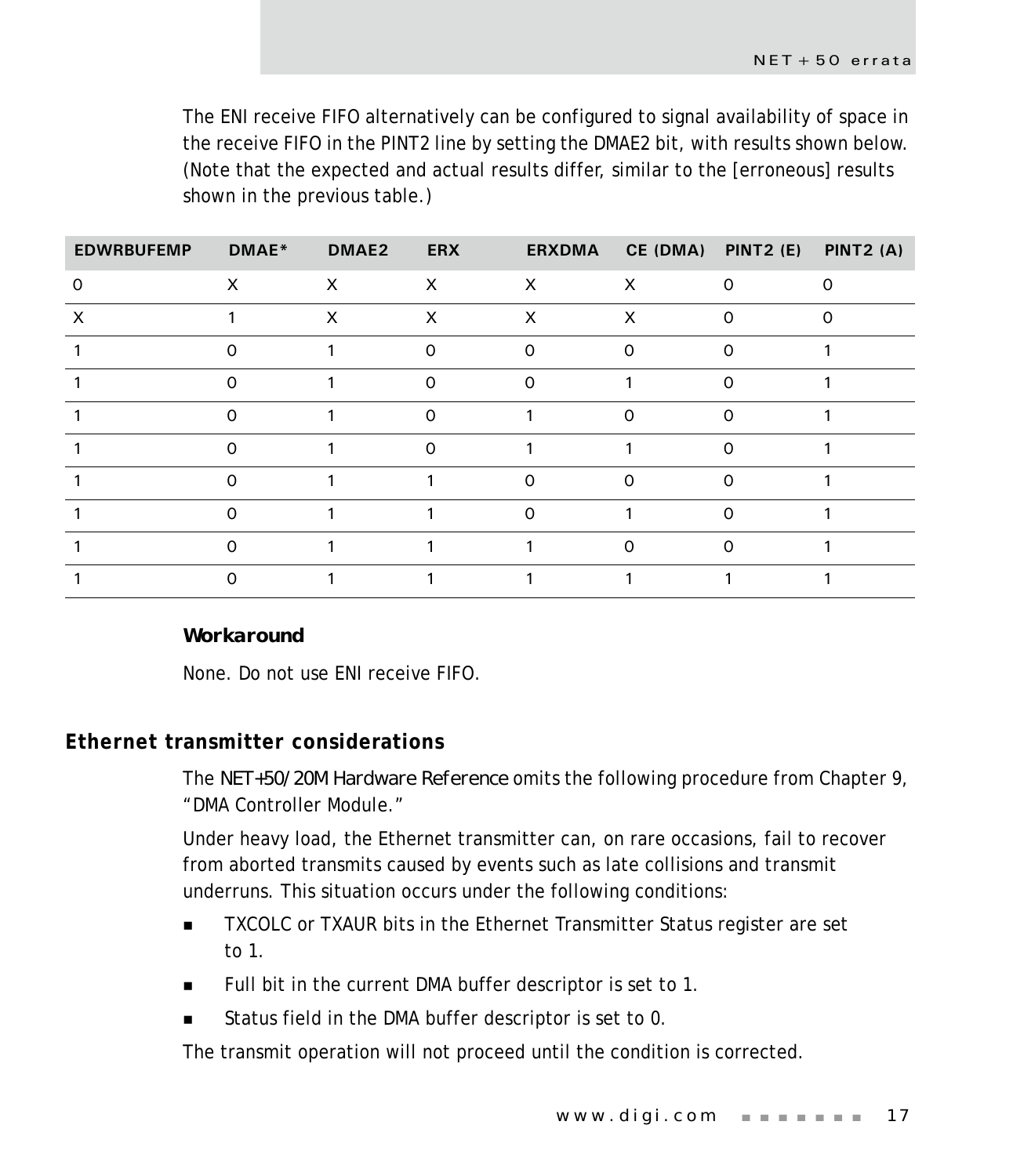The ENI receive FIFO alternatively can be configured to signal availability of space in the receive FIFO in the PINT2 line by setting the DMAE2 bit, with results shown below. (Note that the expected and actual results differ, similar to the [erroneous] results shown in the previous table.)

| EDWRBUFEMP | DMAE* | DMAE2 | ERX | ERXDMA | CE (DMA) | PINT2 (E) | PINT2 (A) |
|---|---|---|---|---|---|---|---|
| 0 | X | X | X | X | X | 0 | 0 |
| X | 1 | X | X | X | X | 0 | 0 |
| 1 | 0 | 1 | 0 | 0 | 0 | 0 | 1 |
| 1 | 0 | 1 | 0 | 0 | 1 | 0 | 1 |
| 1 | 0 | 1 | 0 | 1 | 0 | 0 | 1 |
| 1 | 0 | 1 | 0 | 1 | 1 | 0 | 1 |
| 1 | 0 | 1 | 1 | 0 | 0 | 0 | 1 |
| 1 | 0 | 1 | 1 | 0 | 1 | 0 | 1 |
| 1 | 0 | 1 | 1 | 1 | 0 | 0 | 1 |
| 1 | 0 | 1 | 1 | 1 | 1 | 1 | 1 |

### Workaround

None. Do not use ENI receive FIFO.

## Ethernet transmitter considerations

The *NET+50/20M Hardware Reference* omits the following procedure from Chapter 9, "DMA Controller Module."

Under heavy load, the Ethernet transmitter can, on rare occasions, fail to recover from aborted transmits caused by events such as late collisions and transmit underruns. This situation occurs under the following conditions:

- TXCOLC or TXAUR bits in the Ethernet Transmitter Status register are set to 1.
- Full bit in the current DMA buffer descriptor is set to 1.
- Status field in the DMA buffer descriptor is set to 0.

The transmit operation will not proceed until the condition is corrected.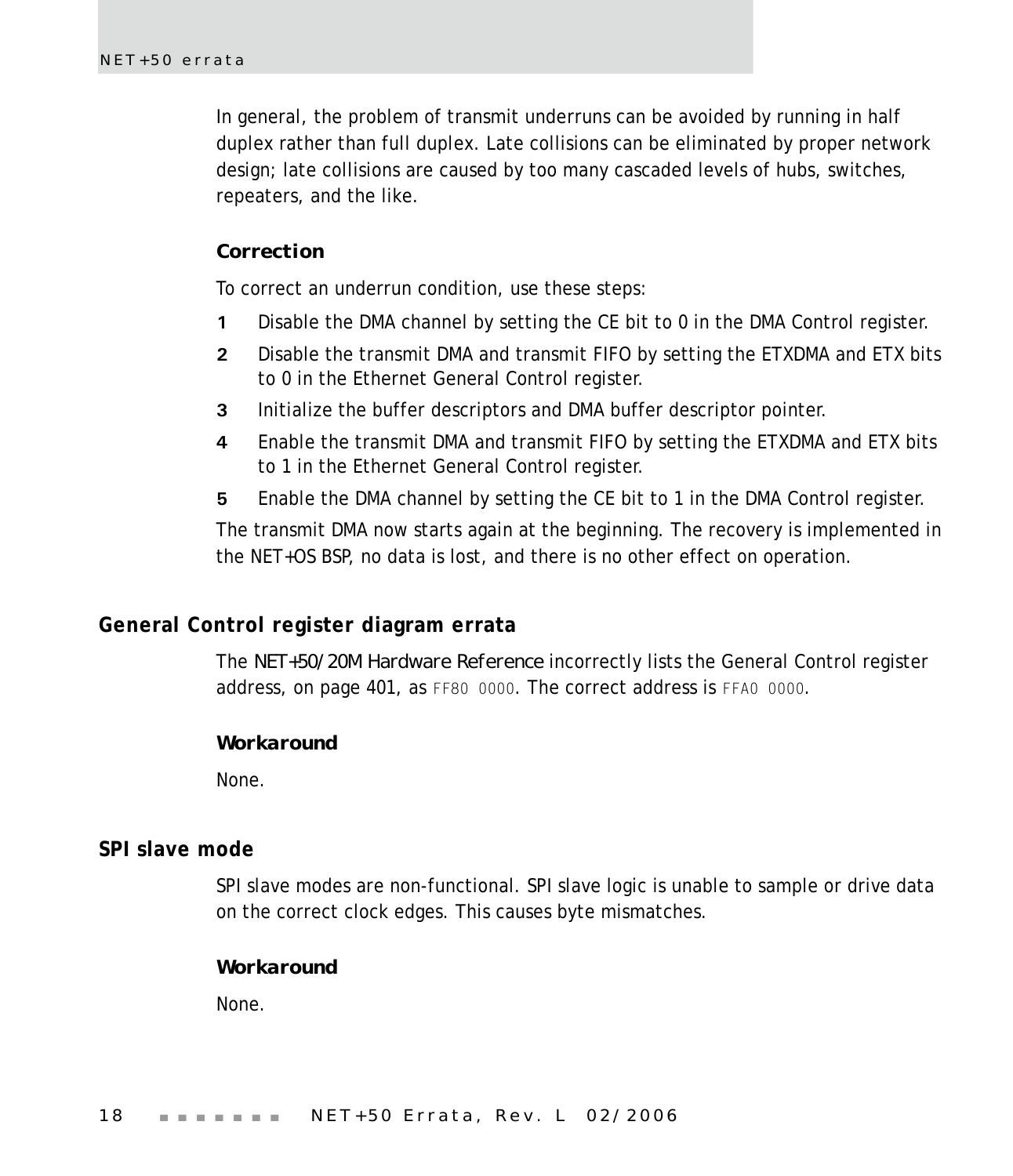In general, the problem of transmit underruns can be avoided by running in half duplex rather than full duplex. Late collisions can be eliminated by proper network design; late collisions are caused by too many cascaded levels of hubs, switches, repeaters, and the like.

### Correction

To correct an underrun condition, use these steps:

1. Disable the DMA channel by setting the CE bit to 0 in the DMA Control register.
2. Disable the transmit DMA and transmit FIFO by setting the ETXDMA and ETX bits to 0 in the Ethernet General Control register.
3. Initialize the buffer descriptors and DMA buffer descriptor pointer.
4. Enable the transmit DMA and transmit FIFO by setting the ETXDMA and ETX bits to 1 in the Ethernet General Control register.
5. Enable the DMA channel by setting the CE bit to 1 in the DMA Control register.

The transmit DMA now starts again at the beginning. The recovery is implemented in the NET+OS BSP, no data is lost, and there is no other effect on operation.

## General Control register diagram errata

The *NET+50/20M Hardware Reference* incorrectly lists the General Control register address, on page 401, as `FF80 0000`. The correct address is `FFA0 0000`.

### Workaround

None.

## SPI slave mode

SPI slave modes are non-functional. SPI slave logic is unable to sample or drive data on the correct clock edges. This causes byte mismatches.

### Workaround

None.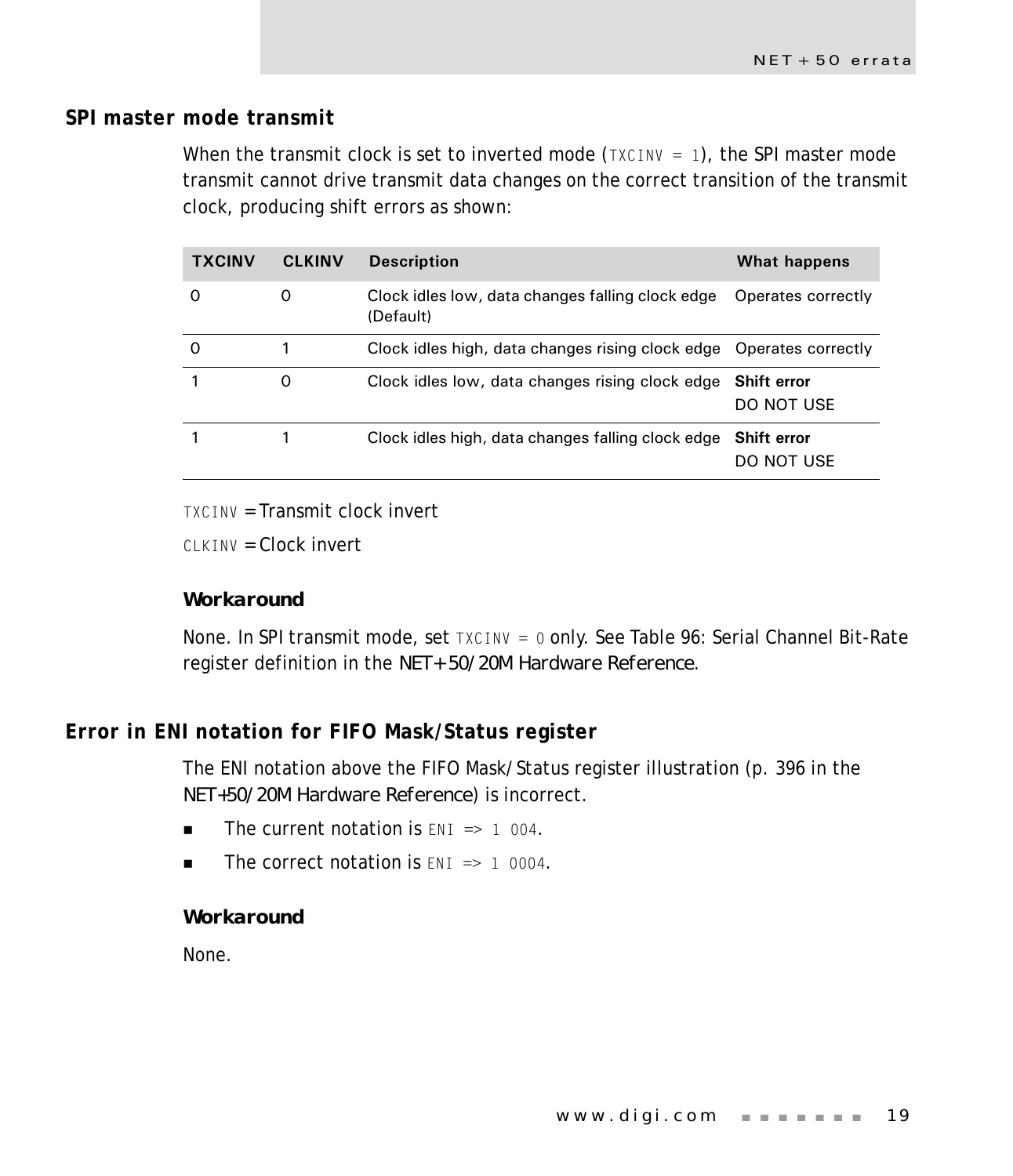## SPI master mode transmit

When the transmit clock is set to inverted mode (`TXCINV = 1`), the SPI master mode transmit cannot drive transmit data changes on the correct transition of the transmit clock, producing shift errors as shown:

| TXCINV | CLKINV | Description | What happens |
|---|---|---|---|
| 0 | 0 | Clock idles low, data changes falling clock edge (Default) | Operates correctly |
| 0 | 1 | Clock idles high, data changes rising clock edge | Operates correctly |
| 1 | 0 | Clock idles low, data changes rising clock edge | **Shift error** DO NOT USE |
| 1 | 1 | Clock idles high, data changes falling clock edge | **Shift error** DO NOT USE |

`TXCINV` = Transmit clock invert

`CLKINV` = Clock invert

**Workaround**

None. In SPI transmit mode, set `TXCINV = 0` only. See Table 96: Serial Channel Bit-Rate register definition in the *NET+50/20M Hardware Reference*.

## Error in ENI notation for FIFO Mask/Status register

The ENI notation above the FIFO Mask/Status register illustration (p. 396 in the *NET+50/20M Hardware Reference*) is incorrect.

- The current notation is `ENI => 1 004`.
- The correct notation is `ENI => 1 0004`.

**Workaround**

None.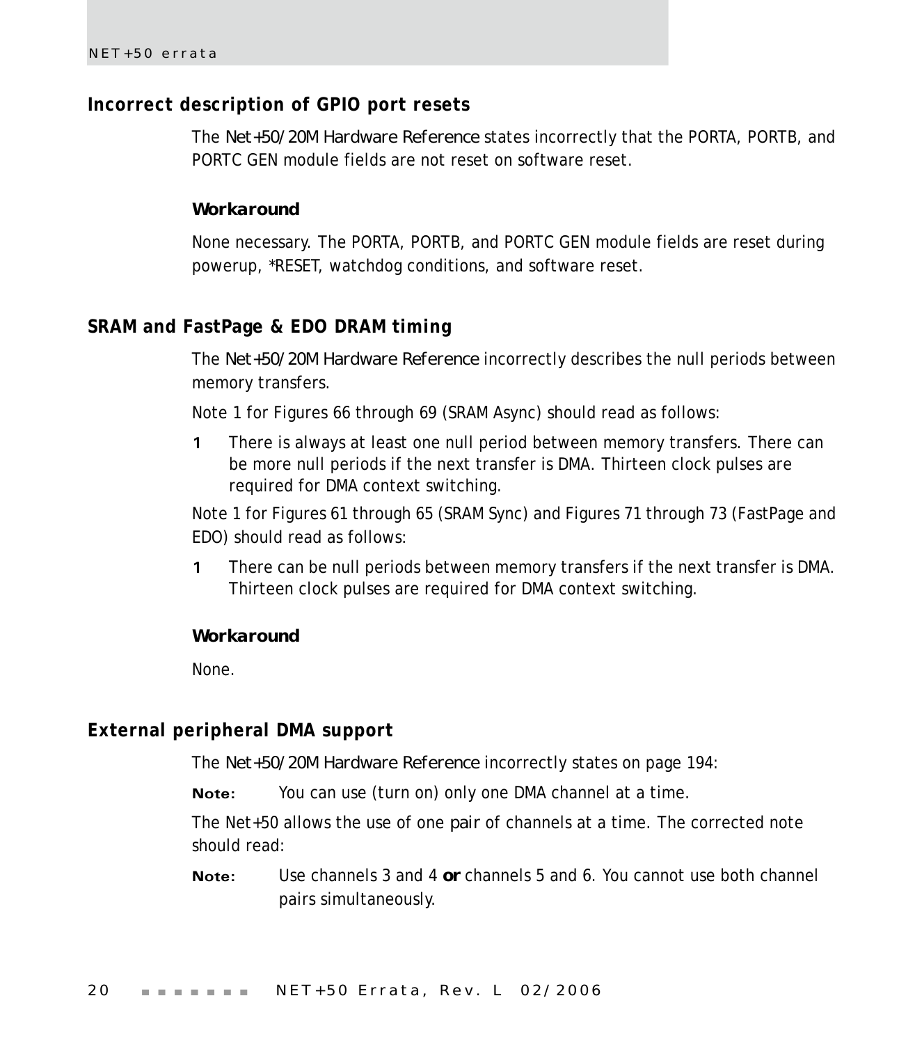## Incorrect description of GPIO port resets

The *Net+50/20M Hardware Reference* states incorrectly that the PORTA, PORTB, and PORTC GEN module fields are not reset on software reset.

### Workaround

None necessary. The PORTA, PORTB, and PORTC GEN module fields are reset during powerup, *RESET, watchdog conditions, and software reset.

## SRAM and FastPage & EDO DRAM timing

The *Net+50/20M Hardware Reference* incorrectly describes the null periods between memory transfers.

Note 1 for Figures 66 through 69 (SRAM Async) should read as follows:

1. There is always at least one null period between memory transfers. There can be more null periods if the next transfer is DMA. Thirteen clock pulses are required for DMA context switching.

Note 1 for Figures 61 through 65 (SRAM Sync) and Figures 71 through 73 (FastPage and EDO) should read as follows:

1. There can be null periods between memory transfers if the next transfer is DMA. Thirteen clock pulses are required for DMA context switching.

### Workaround

None.

## External peripheral DMA support

The *Net+50/20M Hardware Reference* incorrectly states on page 194:

**Note:** You can use (turn on) only one DMA channel at a time.

The Net+50 allows the use of one *pair* of channels at a time. The corrected note should read:

**Note:** Use channels 3 and 4 **or** channels 5 and 6. You cannot use both channel pairs simultaneously.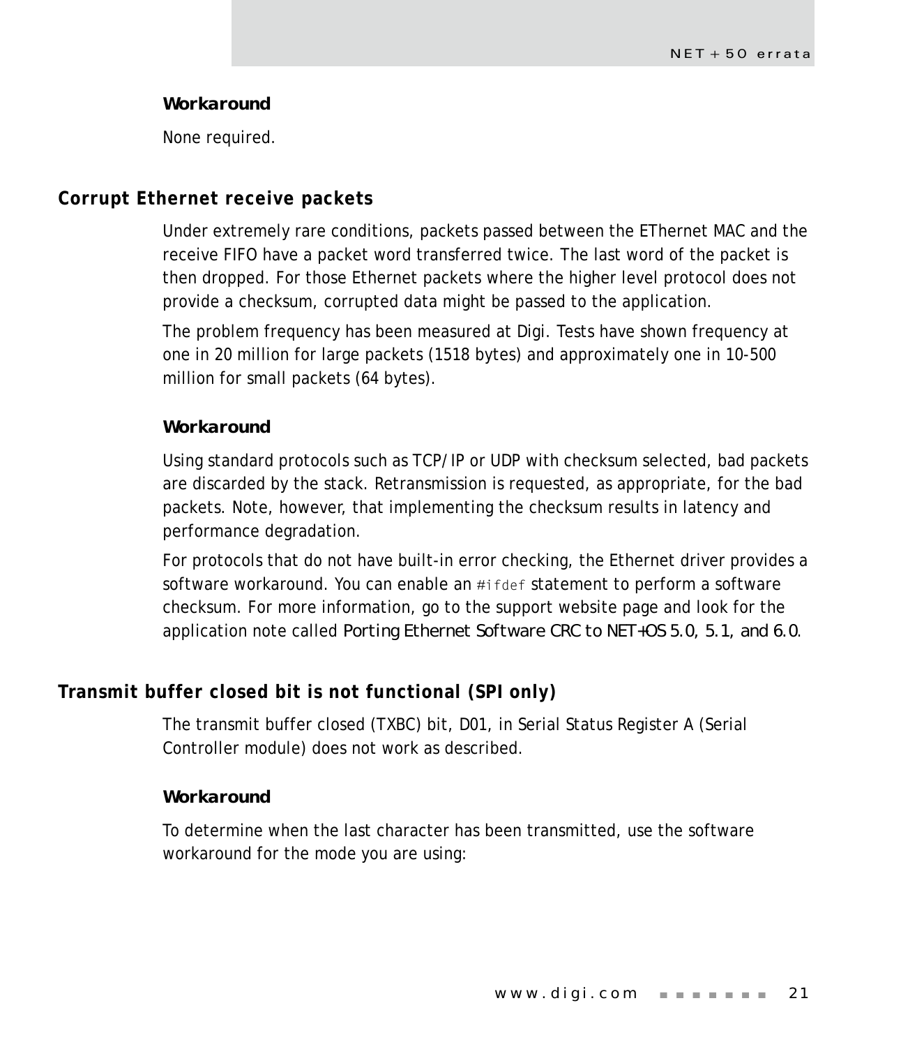#### Workaround

None required.

## Corrupt Ethernet receive packets

Under extremely rare conditions, packets passed between the EThernet MAC and the receive FIFO have a packet word transferred twice. The last word of the packet is then dropped. For those Ethernet packets where the higher level protocol does not provide a checksum, corrupted data might be passed to the application.

The problem frequency has been measured at Digi. Tests have shown frequency at one in 20 million for large packets (1518 bytes) and approximately one in 10-500 million for small packets (64 bytes).

#### Workaround

Using standard protocols such as TCP/IP or UDP with checksum selected, bad packets are discarded by the stack. Retransmission is requested, as appropriate, for the bad packets. Note, however, that implementing the checksum results in latency and performance degradation.

For protocols that do not have built-in error checking, the Ethernet driver provides a software workaround. You can enable an `#ifdef` statement to perform a software checksum. For more information, go to the support website page and look for the application note called *Porting Ethernet Software CRC to NET+OS 5.0, 5.1, and 6.0*.

## Transmit buffer closed bit is not functional (SPI only)

The transmit buffer closed (TXBC) bit, D01, in Serial Status Register A (Serial Controller module) does not work as described.

#### Workaround

To determine when the last character has been transmitted, use the software workaround for the mode you are using: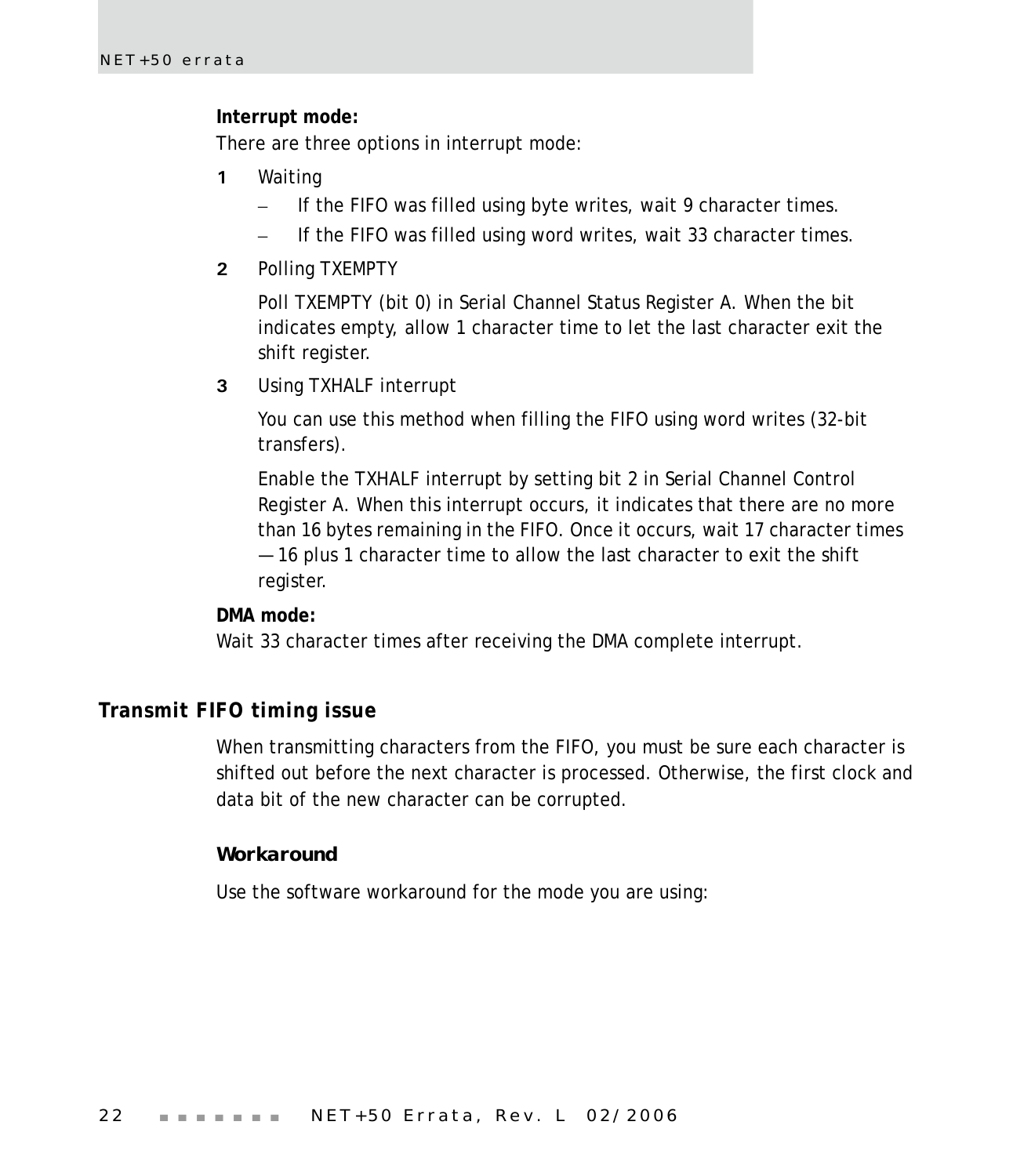**Interrupt mode:**
There are three options in interrupt mode:

1. Waiting
   - If the FIFO was filled using byte writes, wait 9 character times.
   - If the FIFO was filled using word writes, wait 33 character times.
2. Polling TXEMPTY

   Poll TXEMPTY (bit 0) in Serial Channel Status Register A. When the bit indicates empty, allow 1 character time to let the last character exit the shift register.
3. Using TXHALF interrupt

   You can use this method when filling the FIFO using word writes (32-bit transfers).

   Enable the TXHALF interrupt by setting bit 2 in Serial Channel Control Register A. When this interrupt occurs, it indicates that there are no more than 16 bytes remaining in the FIFO. Once it occurs, wait 17 character times — 16 plus 1 character time to allow the last character to exit the shift register.

**DMA mode:**
Wait 33 character times after receiving the DMA complete interrupt.

## Transmit FIFO timing issue

When transmitting characters from the FIFO, you must be sure each character is shifted out before the next character is processed. Otherwise, the first clock and data bit of the new character can be corrupted.

### Workaround

Use the software workaround for the mode you are using: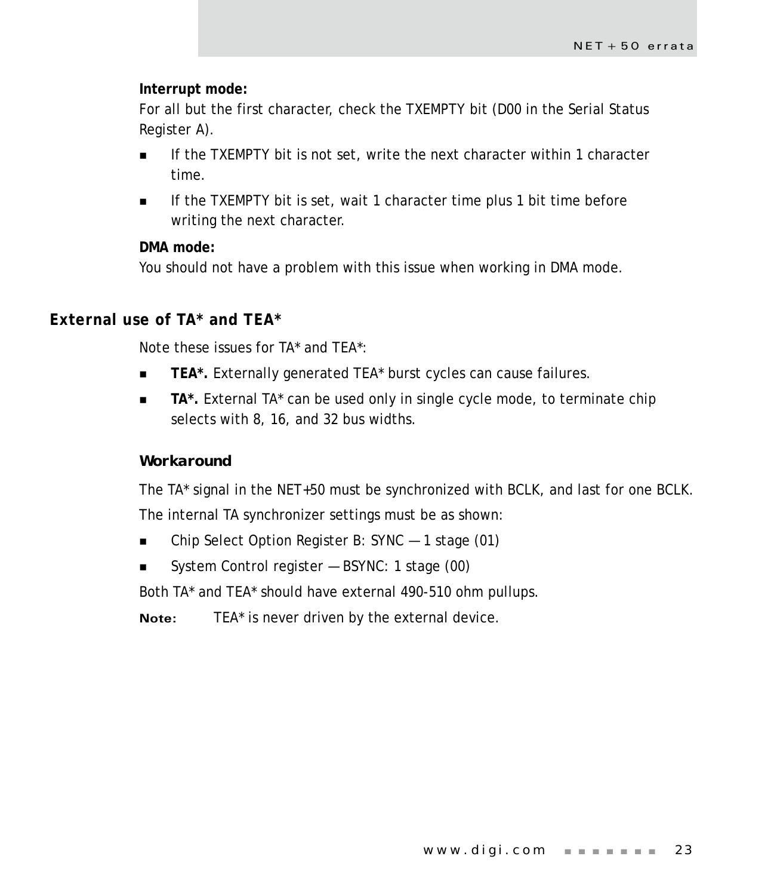**Interrupt mode:**
For all but the first character, check the TXEMPTY bit (D00 in the Serial Status Register A).

- If the TXEMPTY bit is not set, write the next character within 1 character time.
- If the TXEMPTY bit is set, wait 1 character time plus 1 bit time before writing the next character.

**DMA mode:**
You should not have a problem with this issue when working in DMA mode.

## External use of TA* and TEA*

Note these issues for TA* and TEA*:

- **TEA*.** Externally generated TEA* burst cycles can cause failures.
- **TA*.** External TA* can be used only in single cycle mode, to terminate chip selects with 8, 16, and 32 bus widths.

### Workaround

The TA* signal in the NET+50 must be synchronized with BCLK, and last for one BCLK.

The internal TA synchronizer settings must be as shown:

- Chip Select Option Register B: SYNC — 1 stage (01)
- System Control register — BSYNC: 1 stage (00)

Both TA* and TEA* should have external 490-510 ohm pullups.

**Note:** TEA* is never driven by the external device.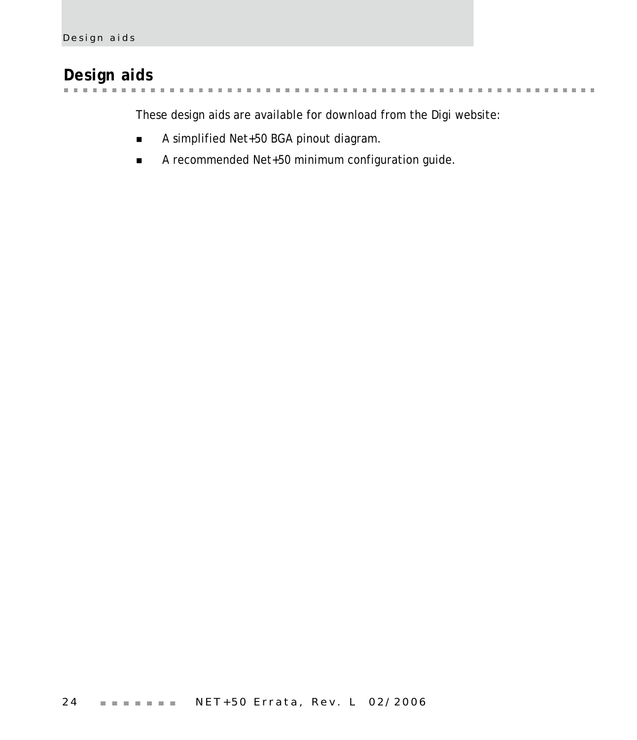## Design aids

These design aids are available for download from the Digi website:

- A simplified Net+50 BGA pinout diagram.
- A recommended Net+50 minimum configuration guide.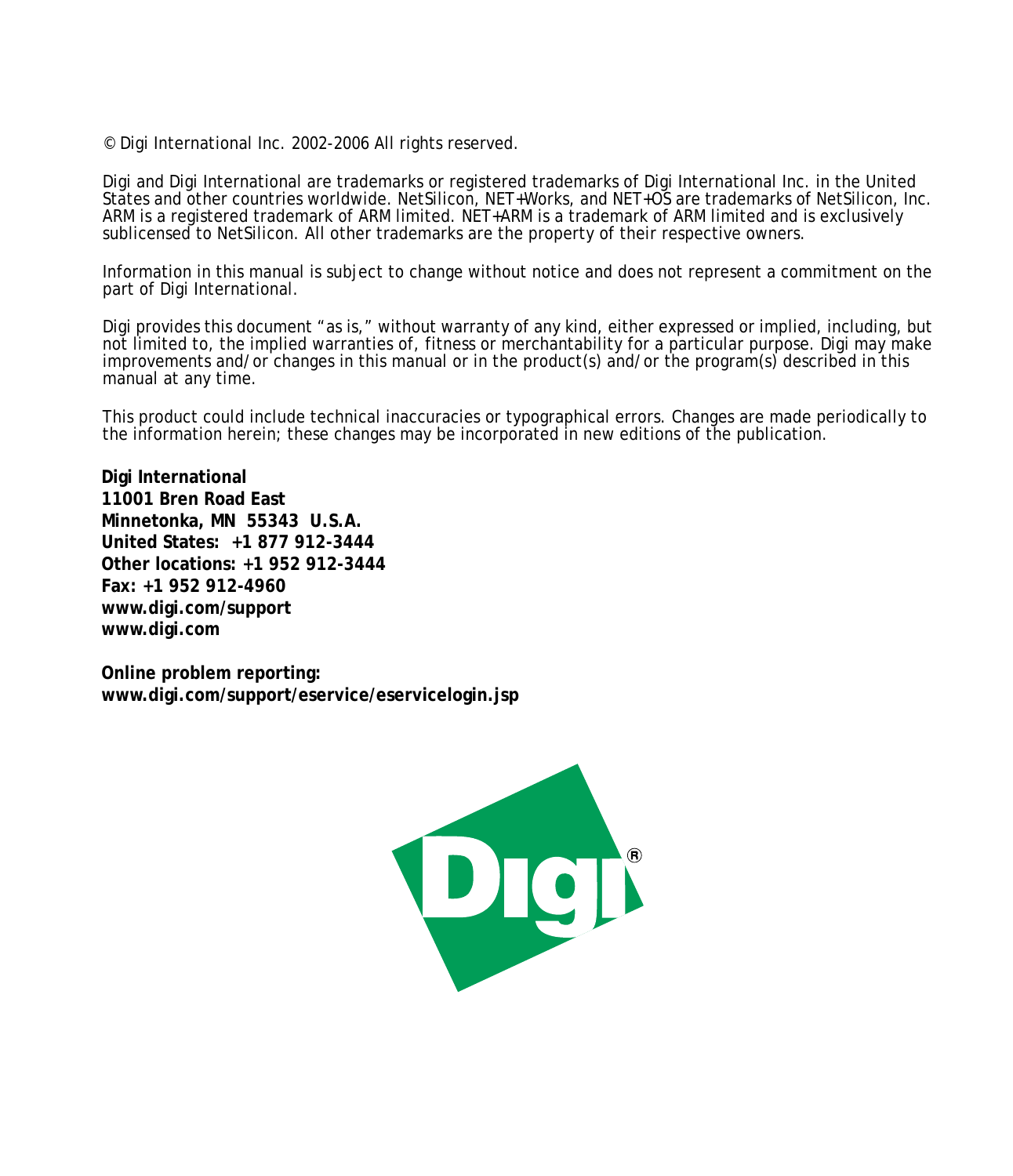© Digi International Inc. 2002-2006 All rights reserved.

Digi and Digi International are trademarks or registered trademarks of Digi International Inc. in the United States and other countries worldwide. NetSilicon, NET+Works, and NET+OS are trademarks of NetSilicon, Inc. ARM is a registered trademark of ARM limited. NET+ARM is a trademark of ARM limited and is exclusively sublicensed to NetSilicon. All other trademarks are the property of their respective owners.

Information in this manual is subject to change without notice and does not represent a commitment on the part of Digi International.

Digi provides this document "as is," without warranty of any kind, either expressed or implied, including, but not limited to, the implied warranties of, fitness or merchantability for a particular purpose. Digi may make improvements and/or changes in this manual or in the product(s) and/or the program(s) described in this manual at any time.

This product could include technical inaccuracies or typographical errors. Changes are made periodically to the information herein; these changes may be incorporated in new editions of the publication.

**Digi International**
**11001 Bren Road East**
**Minnetonka, MN 55343 U.S.A.**
**United States: +1 877 912-3444**
**Other locations: +1 952 912-3444**
**Fax: +1 952 912-4960**
**www.digi.com/support**
**www.digi.com**

**Online problem reporting:**
**www.digi.com/support/eservice/eservicelogin.jsp**